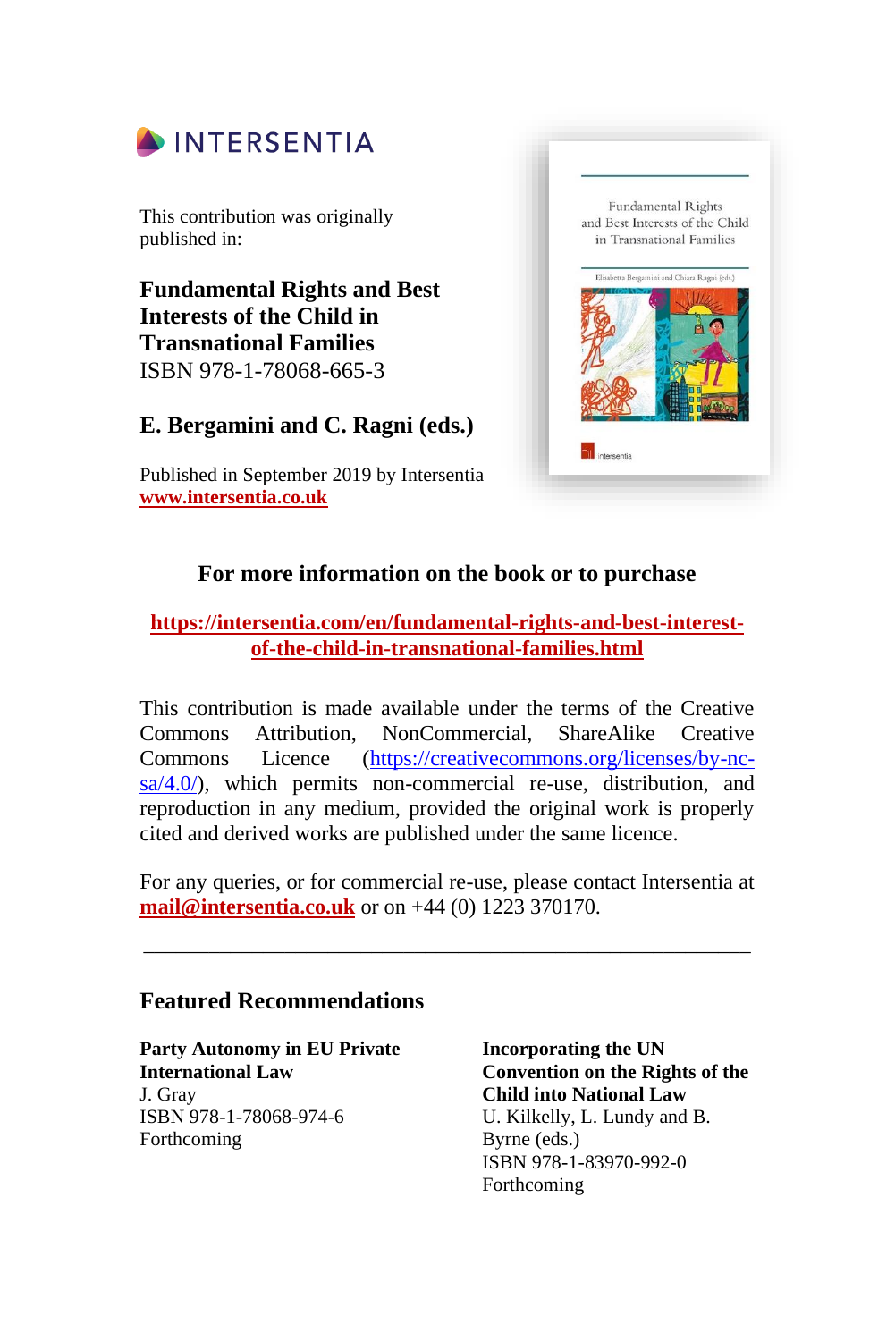INTERSENTIA

This contribution was originally published in:

**Fundamental Rights and Best Interests of the Child in Transnational Families**
ISBN 978-1-78068-665-3

**E. Bergamini and C. Ragni (eds.)**

Published in September 2019 by Intersentia
**www.intersentia.co.uk**

## For more information on the book or to purchase

**https://intersentia.com/en/fundamental-rights-and-best-interest-of-the-child-in-transnational-families.html**

This contribution is made available under the terms of the Creative Commons Attribution, NonCommercial, ShareAlike Creative Commons Licence (https://creativecommons.org/licenses/by-nc-sa/4.0/), which permits non-commercial re-use, distribution, and reproduction in any medium, provided the original work is properly cited and derived works are published under the same licence.

For any queries, or for commercial re-use, please contact Intersentia at **mail@intersentia.co.uk** or on +44 (0) 1223 370170.

---

## Featured Recommendations

**Party Autonomy in EU Private International Law**
J. Gray
ISBN 978-1-78068-974-6
Forthcoming

**Incorporating the UN Convention on the Rights of the Child into National Law**
U. Kilkelly, L. Lundy and B. Byrne (eds.)
ISBN 978-1-83970-992-0
Forthcoming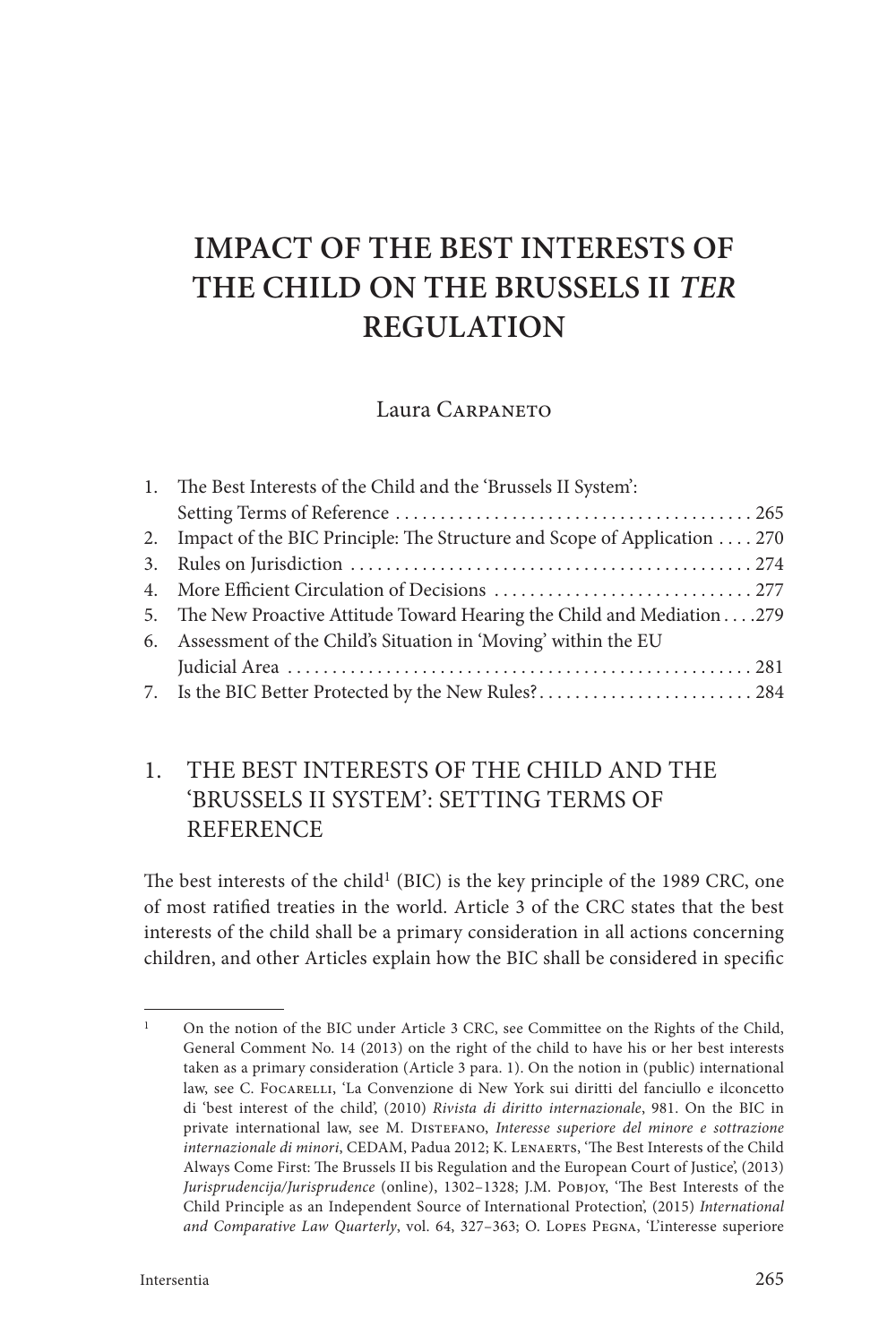# IMPACT OF THE BEST INTERESTS OF THE CHILD ON THE BRUSSELS II *TER* REGULATION

Laura Carpaneto

1. The Best Interests of the Child and the 'Brussels II System': Setting Terms of Reference . . . 265
2. Impact of the BIC Principle: The Structure and Scope of Application . . . 270
3. Rules on Jurisdiction . . . 274
4. More Efficient Circulation of Decisions . . . 277
5. The New Proactive Attitude Toward Hearing the Child and Mediation . . . 279
6. Assessment of the Child's Situation in 'Moving' within the EU Judicial Area . . . 281
7. Is the BIC Better Protected by the New Rules? . . . 284

## 1. THE BEST INTERESTS OF THE CHILD AND THE 'BRUSSELS II SYSTEM': SETTING TERMS OF REFERENCE

The best interests of the child[1] (BIC) is the key principle of the 1989 CRC, one of most ratified treaties in the world. Article 3 of the CRC states that the best interests of the child shall be a primary consideration in all actions concerning children, and other Articles explain how the BIC shall be considered in specific

---

[1] On the notion of the BIC under Article 3 CRC, see Committee on the Rights of the Child, General Comment No. 14 (2013) on the right of the child to have his or her best interests taken as a primary consideration (Article 3 para. 1). On the notion in (public) international law, see C. Focarelli, 'La Convenzione di New York sui diritti del fanciullo e ilconcetto di 'best interest of the child', (2010) *Rivista di diritto internazionale*, 981. On the BIC in private international law, see M. Distefano, *Interesse superiore del minore e sottrazione internazionale di minori*, CEDAM, Padua 2012; K. Lenaerts, 'The Best Interests of the Child Always Come First: The Brussels II bis Regulation and the European Court of Justice', (2013) *Jurisprudencija/Jurisprudence* (online), 1302–1328; J.M. Pobjoy, 'The Best Interests of the Child Principle as an Independent Source of International Protection', (2015) *International and Comparative Law Quarterly*, vol. 64, 327–363; O. Lopes Pegna, 'L'interesse superiore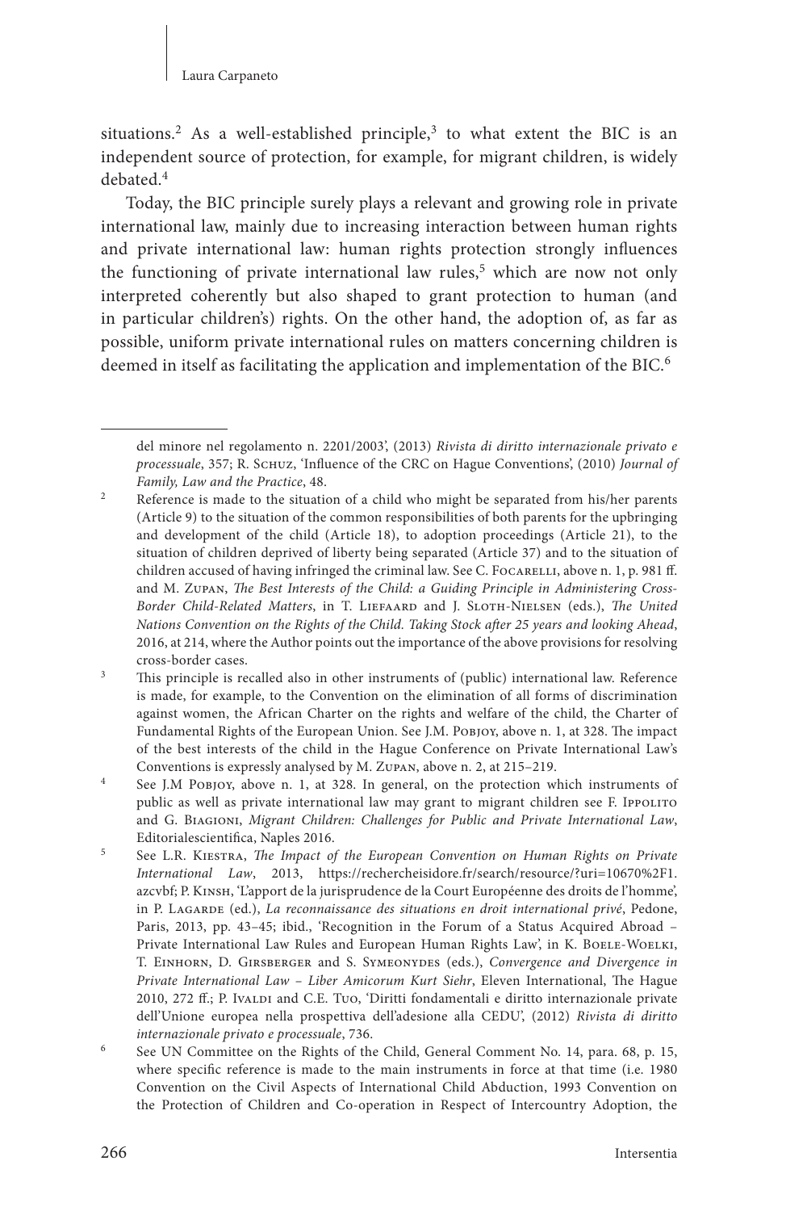situations.[2] As a well-established principle,[3] to what extent the BIC is an independent source of protection, for example, for migrant children, is widely debated.[4]

Today, the BIC principle surely plays a relevant and growing role in private international law, mainly due to increasing interaction between human rights and private international law: human rights protection strongly influences the functioning of private international law rules,[5] which are now not only interpreted coherently but also shaped to grant protection to human (and in particular children's) rights. On the other hand, the adoption of, as far as possible, uniform private international rules on matters concerning children is deemed in itself as facilitating the application and implementation of the BIC.[6]

---

del minore nel regolamento n. 2201/2003', (2013) *Rivista di diritto internazionale privato e processuale*, 357; R. Schuz, 'Influence of the CRC on Hague Conventions', (2010) *Journal of Family, Law and the Practice*, 48.

[2] Reference is made to the situation of a child who might be separated from his/her parents (Article 9) to the situation of the common responsibilities of both parents for the upbringing and development of the child (Article 18), to adoption proceedings (Article 21), to the situation of children deprived of liberty being separated (Article 37) and to the situation of children accused of having infringed the criminal law. See C. Focarelli, above n. 1, p. 981 ff. and M. Zupan, *The Best Interests of the Child: a Guiding Principle in Administering Cross-Border Child-Related Matters*, in T. Liefaard and J. Sloth-Nielsen (eds.), *The United Nations Convention on the Rights of the Child. Taking Stock after 25 years and looking Ahead*, 2016, at 214, where the Author points out the importance of the above provisions for resolving cross-border cases.

[3] This principle is recalled also in other instruments of (public) international law. Reference is made, for example, to the Convention on the elimination of all forms of discrimination against women, the African Charter on the rights and welfare of the child, the Charter of Fundamental Rights of the European Union. See J.M. Pobjoy, above n. 1, at 328. The impact of the best interests of the child in the Hague Conference on Private International Law's Conventions is expressly analysed by M. Zupan, above n. 2, at 215–219.

[4] See J.M Pobjoy, above n. 1, at 328. In general, on the protection which instruments of public as well as private international law may grant to migrant children see F. Ippolito and G. Biagioni, *Migrant Children: Challenges for Public and Private International Law*, Editorialescientifica, Naples 2016.

[5] See L.R. Kiestra, *The Impact of the European Convention on Human Rights on Private International Law*, 2013, https://rechercheisidore.fr/search/resource/?uri=10670%2F1.azcvbf; P. Kinsh, 'L'apport de la jurisprudence de la Court Européenne des droits de l'homme', in P. Lagarde (ed.), *La reconnaissance des situations en droit international privé*, Pedone, Paris, 2013, pp. 43–45; ibid., 'Recognition in the Forum of a Status Acquired Abroad – Private International Law Rules and European Human Rights Law', in K. Boele-Woelki, T. Einhorn, D. Girsberger and S. Symeonydes (eds.), *Convergence and Divergence in Private International Law – Liber Amicorum Kurt Siehr*, Eleven International, The Hague 2010, 272 ff.; P. Ivaldi and C.E. Tuo, 'Diritti fondamentali e diritto internazionale private dell'Unione europea nella prospettiva dell'adesione alla CEDU', (2012) *Rivista di diritto internazionale privato e processuale*, 736.

[6] See UN Committee on the Rights of the Child, General Comment No. 14, para. 68, p. 15, where specific reference is made to the main instruments in force at that time (i.e. 1980 Convention on the Civil Aspects of International Child Abduction, 1993 Convention on the Protection of Children and Co-operation in Respect of Intercountry Adoption, the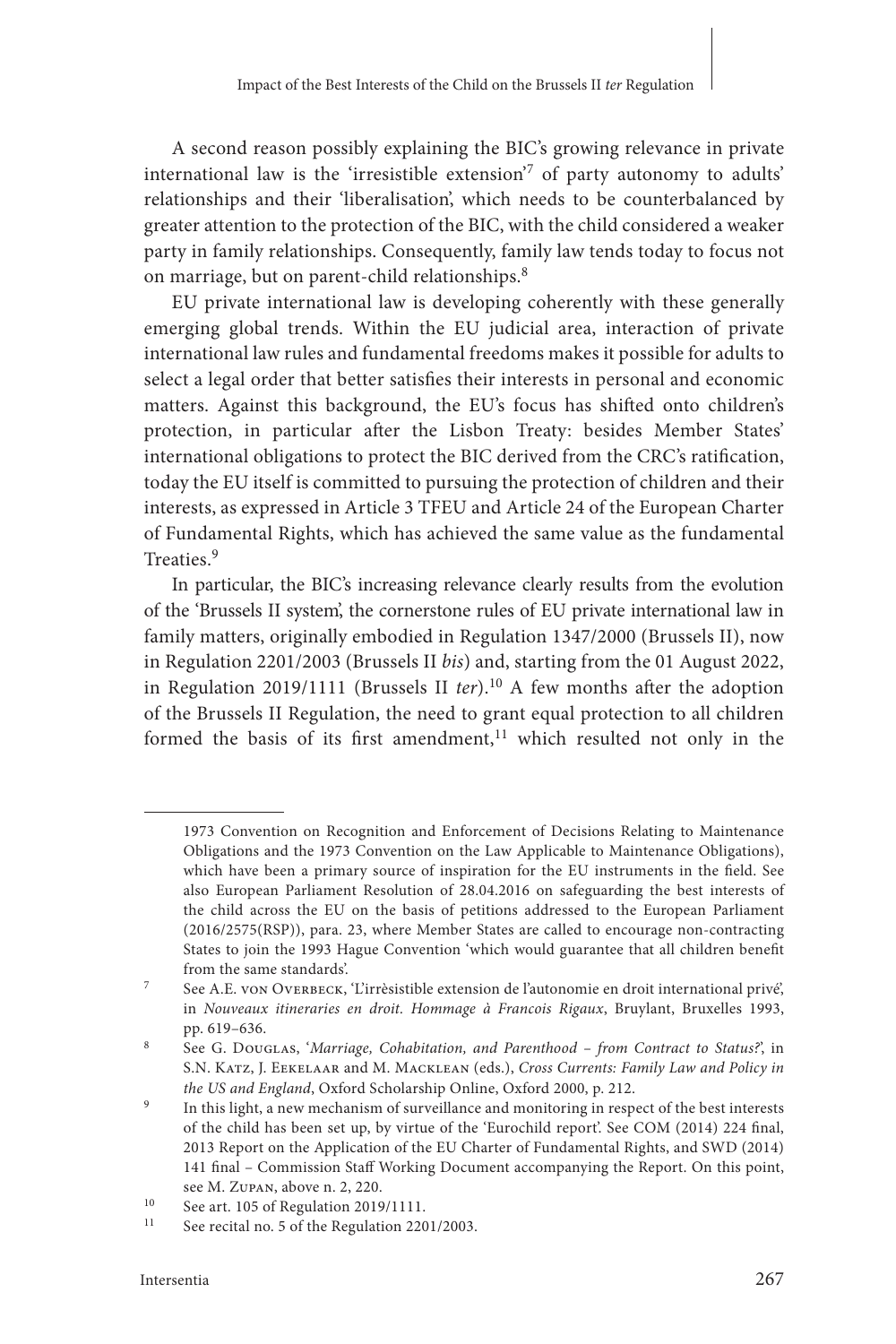A second reason possibly explaining the BIC's growing relevance in private international law is the 'irresistible extension'[7] of party autonomy to adults' relationships and their 'liberalisation', which needs to be counterbalanced by greater attention to the protection of the BIC, with the child considered a weaker party in family relationships. Consequently, family law tends today to focus not on marriage, but on parent-child relationships.[8]

EU private international law is developing coherently with these generally emerging global trends. Within the EU judicial area, interaction of private international law rules and fundamental freedoms makes it possible for adults to select a legal order that better satisfies their interests in personal and economic matters. Against this background, the EU's focus has shifted onto children's protection, in particular after the Lisbon Treaty: besides Member States' international obligations to protect the BIC derived from the CRC's ratification, today the EU itself is committed to pursuing the protection of children and their interests, as expressed in Article 3 TFEU and Article 24 of the European Charter of Fundamental Rights, which has achieved the same value as the fundamental Treaties.[9]

In particular, the BIC's increasing relevance clearly results from the evolution of the 'Brussels II system', the cornerstone rules of EU private international law in family matters, originally embodied in Regulation 1347/2000 (Brussels II), now in Regulation 2201/2003 (Brussels II *bis*) and, starting from the 01 August 2022, in Regulation 2019/1111 (Brussels II *ter*).[10] A few months after the adoption of the Brussels II Regulation, the need to grant equal protection to all children formed the basis of its first amendment,[11] which resulted not only in the

---

1973 Convention on Recognition and Enforcement of Decisions Relating to Maintenance Obligations and the 1973 Convention on the Law Applicable to Maintenance Obligations), which have been a primary source of inspiration for the EU instruments in the field. See also European Parliament Resolution of 28.04.2016 on safeguarding the best interests of the child across the EU on the basis of petitions addressed to the European Parliament (2016/2575(RSP)), para. 23, where Member States are called to encourage non-contracting States to join the 1993 Hague Convention 'which would guarantee that all children benefit from the same standards'.

[7] See A.E. von Overbeck, 'L'irrèsistible extension de l'autonomie en droit international privé', in *Nouveaux itineraries en droit. Hommage à Francois Rigaux*, Bruylant, Bruxelles 1993, pp. 619–636.

[8] See G. Douglas, '*Marriage, Cohabitation, and Parenthood – from Contract to Status?*', in S.N. Katz, J. Eekelaar and M. Macklean (eds.), *Cross Currents: Family Law and Policy in the US and England*, Oxford Scholarship Online, Oxford 2000, p. 212.

[9] In this light, a new mechanism of surveillance and monitoring in respect of the best interests of the child has been set up, by virtue of the 'Eurochild report'. See COM (2014) 224 final, 2013 Report on the Application of the EU Charter of Fundamental Rights, and SWD (2014) 141 final – Commission Staff Working Document accompanying the Report. On this point, see M. Zupan, above n. 2, 220.

[10] See art. 105 of Regulation 2019/1111.

[11] See recital no. 5 of the Regulation 2201/2003.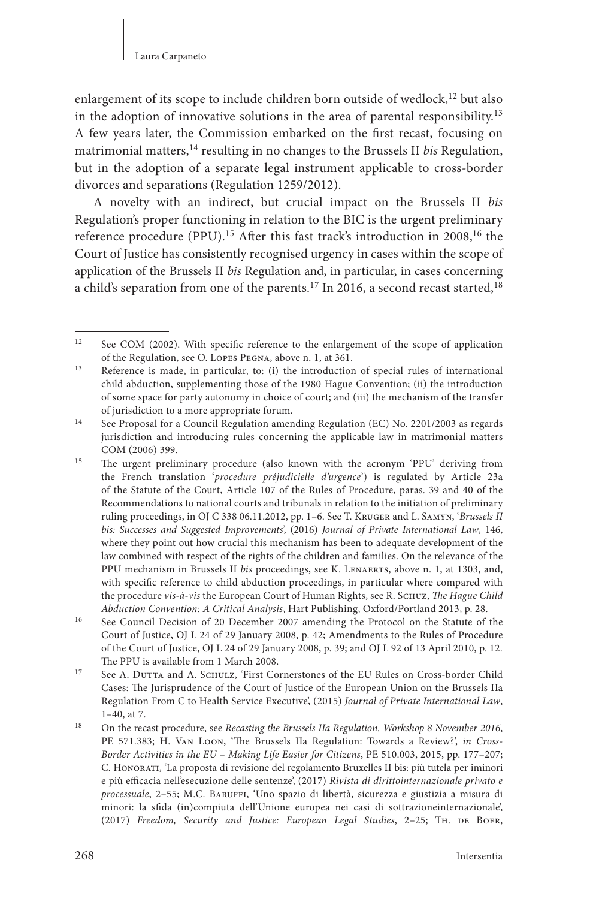enlargement of its scope to include children born outside of wedlock,[12] but also in the adoption of innovative solutions in the area of parental responsibility.[13] A few years later, the Commission embarked on the first recast, focusing on matrimonial matters,[14] resulting in no changes to the Brussels II *bis* Regulation, but in the adoption of a separate legal instrument applicable to cross-border divorces and separations (Regulation 1259/2012).

A novelty with an indirect, but crucial impact on the Brussels II *bis* Regulation's proper functioning in relation to the BIC is the urgent preliminary reference procedure (PPU).[15] After this fast track's introduction in 2008,[16] the Court of Justice has consistently recognised urgency in cases within the scope of application of the Brussels II *bis* Regulation and, in particular, in cases concerning a child's separation from one of the parents.[17] In 2016, a second recast started,[18]

---

[12] See COM (2002). With specific reference to the enlargement of the scope of application of the Regulation, see O. Lopes Pegna, above n. 1, at 361.

[13] Reference is made, in particular, to: (i) the introduction of special rules of international child abduction, supplementing those of the 1980 Hague Convention; (ii) the introduction of some space for party autonomy in choice of court; and (iii) the mechanism of the transfer of jurisdiction to a more appropriate forum.

[14] See Proposal for a Council Regulation amending Regulation (EC) No. 2201/2003 as regards jurisdiction and introducing rules concerning the applicable law in matrimonial matters COM (2006) 399.

[15] The urgent preliminary procedure (also known with the acronym 'PPU' deriving from the French translation '*procedure préjudicielle d'urgence*') is regulated by Article 23a of the Statute of the Court, Article 107 of the Rules of Procedure, paras. 39 and 40 of the Recommendations to national courts and tribunals in relation to the initiation of preliminary ruling proceedings, in OJ C 338 06.11.2012, pp. 1–6. See T. Kruger and L. Samyn, '*Brussels II bis: Successes and Suggested Improvements*', (2016) *Journal of Private International Law*, 146, where they point out how crucial this mechanism has been to adequate development of the law combined with respect of the rights of the children and families. On the relevance of the PPU mechanism in Brussels II *bis* proceedings, see K. Lenaerts, above n. 1, at 1303, and, with specific reference to child abduction proceedings, in particular where compared with the procedure *vis-à-vis* the European Court of Human Rights, see R. Schuz, *The Hague Child Abduction Convention: A Critical Analysis*, Hart Publishing, Oxford/Portland 2013, p. 28.

[16] See Council Decision of 20 December 2007 amending the Protocol on the Statute of the Court of Justice, OJ L 24 of 29 January 2008, p. 42; Amendments to the Rules of Procedure of the Court of Justice, OJ L 24 of 29 January 2008, p. 39; and OJ L 92 of 13 April 2010, p. 12. The PPU is available from 1 March 2008.

[17] See A. Dutta and A. Schulz, 'First Cornerstones of the EU Rules on Cross-border Child Cases: The Jurisprudence of the Court of Justice of the European Union on the Brussels IIa Regulation From C to Health Service Executive', (2015) *Journal of Private International Law*, 1–40, at 7.

[18] On the recast procedure, see *Recasting the Brussels IIa Regulation. Workshop 8 November 2016*, PE 571.383; H. Van Loon, 'The Brussels IIa Regulation: Towards a Review?', *in Cross-Border Activities in the EU – Making Life Easier for Citizens*, PE 510.003, 2015, pp. 177–207; C. Honorati, 'La proposta di revisione del regolamento Bruxelles II bis: più tutela per iminori e più efficacia nell'esecuzione delle sentenze', (2017) *Rivista di dirittointernazionale privato e processuale*, 2–55; M.C. Baruffi, 'Uno spazio di libertà, sicurezza e giustizia a misura di minori: la sfida (in)compiuta dell'Unione europea nei casi di sottrazioneinternazionale', (2017) *Freedom, Security and Justice: European Legal Studies*, 2–25; Th. de Boer,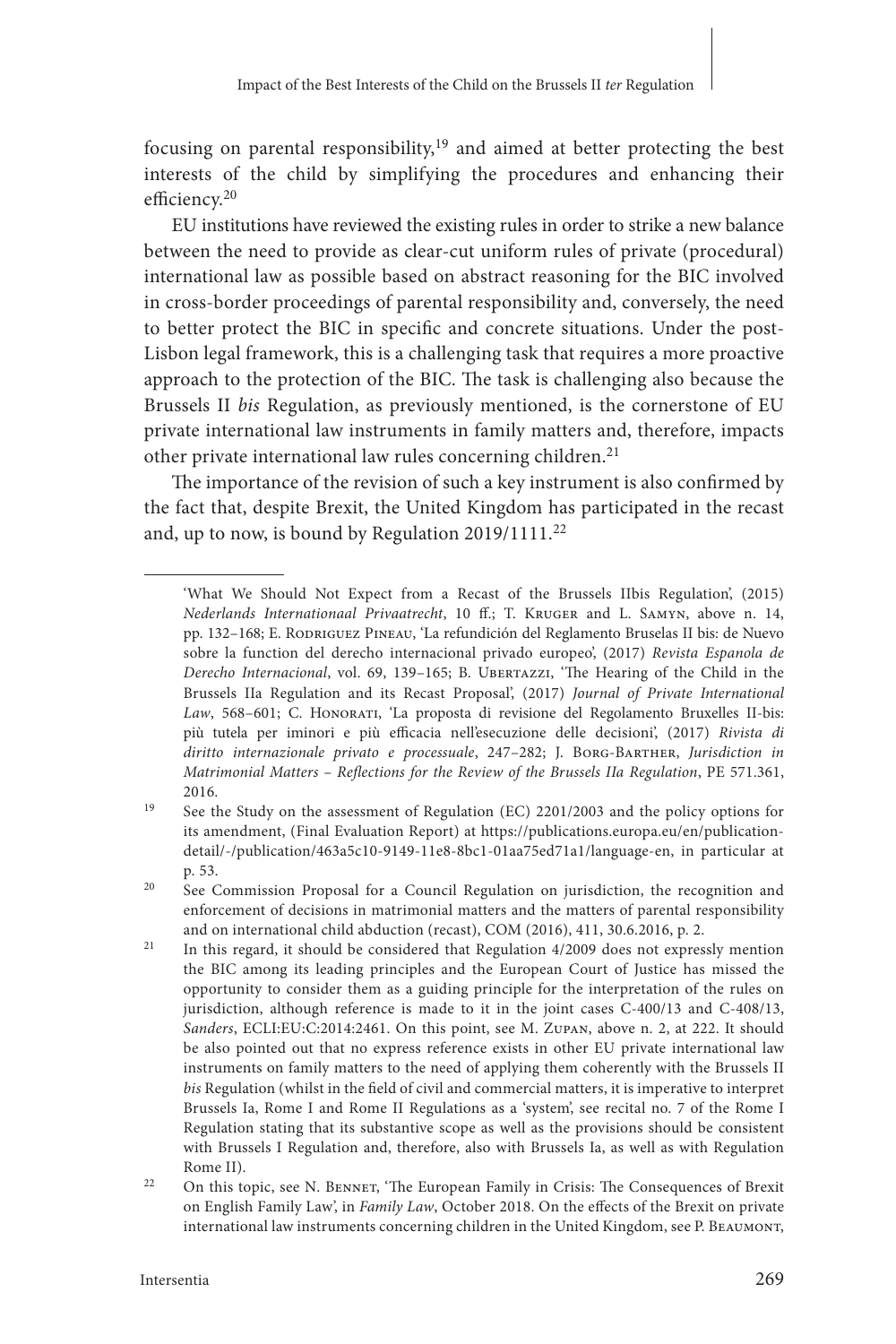focusing on parental responsibility,[19] and aimed at better protecting the best interests of the child by simplifying the procedures and enhancing their efficiency.[20]

EU institutions have reviewed the existing rules in order to strike a new balance between the need to provide as clear-cut uniform rules of private (procedural) international law as possible based on abstract reasoning for the BIC involved in cross-border proceedings of parental responsibility and, conversely, the need to better protect the BIC in specific and concrete situations. Under the post-Lisbon legal framework, this is a challenging task that requires a more proactive approach to the protection of the BIC. The task is challenging also because the Brussels II *bis* Regulation, as previously mentioned, is the cornerstone of EU private international law instruments in family matters and, therefore, impacts other private international law rules concerning children.[21]

The importance of the revision of such a key instrument is also confirmed by the fact that, despite Brexit, the United Kingdom has participated in the recast and, up to now, is bound by Regulation 2019/1111.[22]

---

'What We Should Not Expect from a Recast of the Brussels IIbis Regulation', (2015) *Nederlands Internationaal Privaatrecht*, 10 ff.; T. Kruger and L. Samyn, above n. 14, pp. 132–168; E. Rodriguez Pineau, 'La refundición del Reglamento Bruselas II bis: de Nuevo sobre la function del derecho internacional privado europeo', (2017) *Revista Espanola de Derecho Internacional*, vol. 69, 139–165; B. Ubertazzi, 'The Hearing of the Child in the Brussels IIa Regulation and its Recast Proposal', (2017) *Journal of Private International Law*, 568–601; C. Honorati, 'La proposta di revisione del Regolamento Bruxelles II-bis: più tutela per iminori e più efficacia nell'esecuzione delle decisioni', (2017) *Rivista di diritto internazionale privato e processuale*, 247–282; J. Borg-Barther, *Jurisdiction in Matrimonial Matters – Reflections for the Review of the Brussels IIa Regulation*, PE 571.361, 2016.

[19] See the Study on the assessment of Regulation (EC) 2201/2003 and the policy options for its amendment, (Final Evaluation Report) at https://publications.europa.eu/en/publication-detail/-/publication/463a5c10-9149-11e8-8bc1-01aa75ed71a1/language-en, in particular at p. 53.

[20] See Commission Proposal for a Council Regulation on jurisdiction, the recognition and enforcement of decisions in matrimonial matters and the matters of parental responsibility and on international child abduction (recast), COM (2016), 411, 30.6.2016, p. 2.

[21] In this regard, it should be considered that Regulation 4/2009 does not expressly mention the BIC among its leading principles and the European Court of Justice has missed the opportunity to consider them as a guiding principle for the interpretation of the rules on jurisdiction, although reference is made to it in the joint cases C-400/13 and C-408/13, *Sanders*, ECLI:EU:C:2014:2461. On this point, see M. Zupan, above n. 2, at 222. It should be also pointed out that no express reference exists in other EU private international law instruments on family matters to the need of applying them coherently with the Brussels II *bis* Regulation (whilst in the field of civil and commercial matters, it is imperative to interpret Brussels Ia, Rome I and Rome II Regulations as a 'system', see recital no. 7 of the Rome I Regulation stating that its substantive scope as well as the provisions should be consistent with Brussels I Regulation and, therefore, also with Brussels Ia, as well as with Regulation Rome II).

[22] On this topic, see N. Bennet, 'The European Family in Crisis: The Consequences of Brexit on English Family Law', in *Family Law*, October 2018. On the effects of the Brexit on private international law instruments concerning children in the United Kingdom, see P. Beaumont,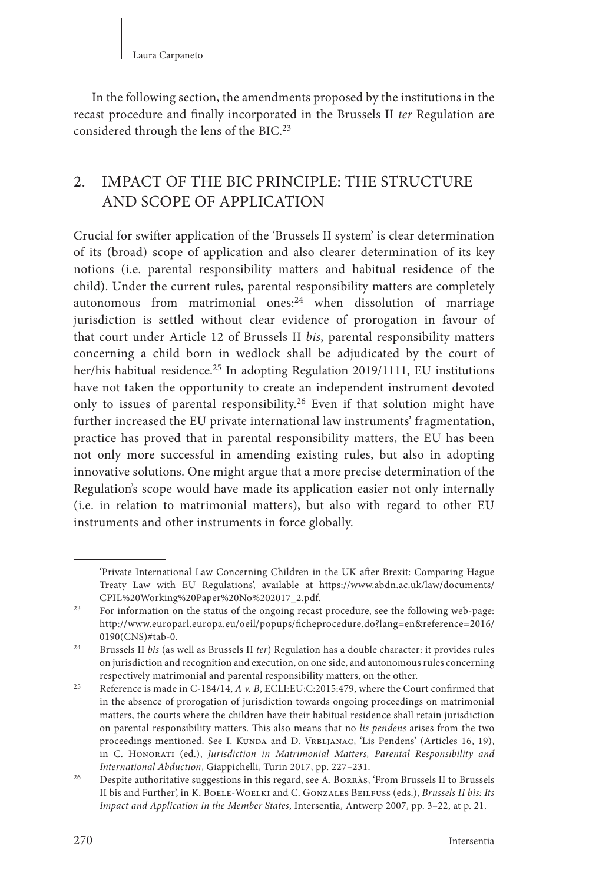In the following section, the amendments proposed by the institutions in the recast procedure and finally incorporated in the Brussels II *ter* Regulation are considered through the lens of the BIC.[23]

## 2. IMPACT OF THE BIC PRINCIPLE: THE STRUCTURE AND SCOPE OF APPLICATION

Crucial for swifter application of the 'Brussels II system' is clear determination of its (broad) scope of application and also clearer determination of its key notions (i.e. parental responsibility matters and habitual residence of the child). Under the current rules, parental responsibility matters are completely autonomous from matrimonial ones:[24] when dissolution of marriage jurisdiction is settled without clear evidence of prorogation in favour of that court under Article 12 of Brussels II *bis*, parental responsibility matters concerning a child born in wedlock shall be adjudicated by the court of her/his habitual residence.[25] In adopting Regulation 2019/1111, EU institutions have not taken the opportunity to create an independent instrument devoted only to issues of parental responsibility.[26] Even if that solution might have further increased the EU private international law instruments' fragmentation, practice has proved that in parental responsibility matters, the EU has been not only more successful in amending existing rules, but also in adopting innovative solutions. One might argue that a more precise determination of the Regulation's scope would have made its application easier not only internally (i.e. in relation to matrimonial matters), but also with regard to other EU instruments and other instruments in force globally.

---

'Private International Law Concerning Children in the UK after Brexit: Comparing Hague Treaty Law with EU Regulations', available at https://www.abdn.ac.uk/law/documents/CPIL%20Working%20Paper%20No%202017_2.pdf.

[23] For information on the status of the ongoing recast procedure, see the following web-page: http://www.europarl.europa.eu/oeil/popups/ficheprocedure.do?lang=en&reference=2016/0190(CNS)#tab-0.

[24] Brussels II *bis* (as well as Brussels II *ter*) Regulation has a double character: it provides rules on jurisdiction and recognition and execution, on one side, and autonomous rules concerning respectively matrimonial and parental responsibility matters, on the other.

[25] Reference is made in C-184/14, *A v. B*, ECLI:EU:C:2015:479, where the Court confirmed that in the absence of prorogation of jurisdiction towards ongoing proceedings on matrimonial matters, the courts where the children have their habitual residence shall retain jurisdiction on parental responsibility matters. This also means that no *lis pendens* arises from the two proceedings mentioned. See I. Kunda and D. Vrbljanac, 'Lis Pendens' (Articles 16, 19), in C. Honorati (ed.), *Jurisdiction in Matrimonial Matters, Parental Responsibility and International Abduction*, Giappichelli, Turin 2017, pp. 227–231.

[26] Despite authoritative suggestions in this regard, see A. Borràs, 'From Brussels II to Brussels II bis and Further', in K. Boele-Woelki and C. Gonzales Beilfuss (eds.), *Brussels II bis: Its Impact and Application in the Member States*, Intersentia, Antwerp 2007, pp. 3–22, at p. 21.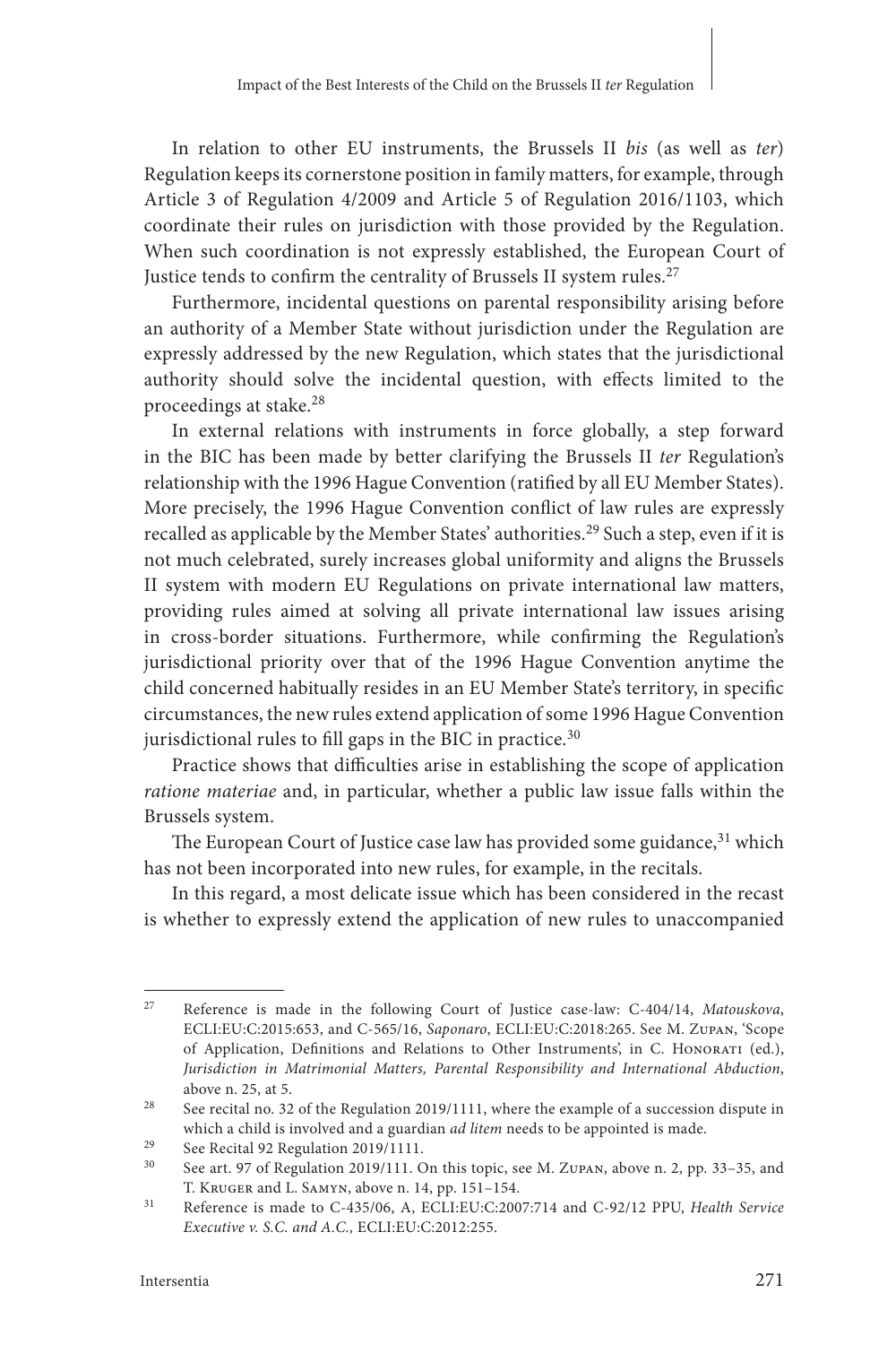In relation to other EU instruments, the Brussels II *bis* (as well as *ter*) Regulation keeps its cornerstone position in family matters, for example, through Article 3 of Regulation 4/2009 and Article 5 of Regulation 2016/1103, which coordinate their rules on jurisdiction with those provided by the Regulation. When such coordination is not expressly established, the European Court of Justice tends to confirm the centrality of Brussels II system rules.[27]

Furthermore, incidental questions on parental responsibility arising before an authority of a Member State without jurisdiction under the Regulation are expressly addressed by the new Regulation, which states that the jurisdictional authority should solve the incidental question, with effects limited to the proceedings at stake.[28]

In external relations with instruments in force globally, a step forward in the BIC has been made by better clarifying the Brussels II *ter* Regulation's relationship with the 1996 Hague Convention (ratified by all EU Member States). More precisely, the 1996 Hague Convention conflict of law rules are expressly recalled as applicable by the Member States' authorities.[29] Such a step, even if it is not much celebrated, surely increases global uniformity and aligns the Brussels II system with modern EU Regulations on private international law matters, providing rules aimed at solving all private international law issues arising in cross-border situations. Furthermore, while confirming the Regulation's jurisdictional priority over that of the 1996 Hague Convention anytime the child concerned habitually resides in an EU Member State's territory, in specific circumstances, the new rules extend application of some 1996 Hague Convention jurisdictional rules to fill gaps in the BIC in practice.[30]

Practice shows that difficulties arise in establishing the scope of application *ratione materiae* and, in particular, whether a public law issue falls within the Brussels system.

The European Court of Justice case law has provided some guidance,[31] which has not been incorporated into new rules, for example, in the recitals.

In this regard, a most delicate issue which has been considered in the recast is whether to expressly extend the application of new rules to unaccompanied

---

[27] Reference is made in the following Court of Justice case-law: C-404/14, *Matouskova*, ECLI:EU:C:2015:653, and C-565/16, *Saponaro*, ECLI:EU:C:2018:265. See M. Zupan, 'Scope of Application, Definitions and Relations to Other Instruments', in C. Honorati (ed.), *Jurisdiction in Matrimonial Matters, Parental Responsibility and International Abduction*, above n. 25, at 5.

[28] See recital no. 32 of the Regulation 2019/1111, where the example of a succession dispute in which a child is involved and a guardian *ad litem* needs to be appointed is made.

[29] See Recital 92 Regulation 2019/1111.

[30] See art. 97 of Regulation 2019/111. On this topic, see M. Zupan, above n. 2, pp. 33–35, and T. Kruger and L. Samyn, above n. 14, pp. 151–154.

[31] Reference is made to C-435/06, A, ECLI:EU:C:2007:714 and C-92/12 PPU, *Health Service Executive v. S.C. and A.C.,* ECLI:EU:C:2012:255.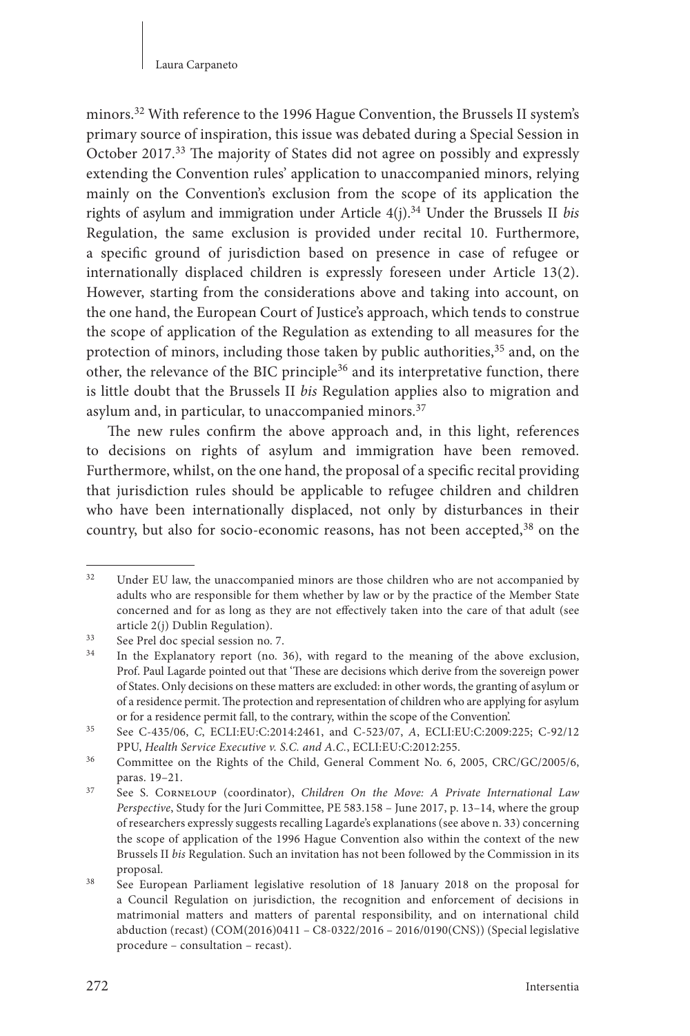minors.[32] With reference to the 1996 Hague Convention, the Brussels II system's primary source of inspiration, this issue was debated during a Special Session in October 2017.[33] The majority of States did not agree on possibly and expressly extending the Convention rules' application to unaccompanied minors, relying mainly on the Convention's exclusion from the scope of its application the rights of asylum and immigration under Article 4(j).[34] Under the Brussels II *bis* Regulation, the same exclusion is provided under recital 10. Furthermore, a specific ground of jurisdiction based on presence in case of refugee or internationally displaced children is expressly foreseen under Article 13(2). However, starting from the considerations above and taking into account, on the one hand, the European Court of Justice's approach, which tends to construe the scope of application of the Regulation as extending to all measures for the protection of minors, including those taken by public authorities,[35] and, on the other, the relevance of the BIC principle[36] and its interpretative function, there is little doubt that the Brussels II *bis* Regulation applies also to migration and asylum and, in particular, to unaccompanied minors.[37]

The new rules confirm the above approach and, in this light, references to decisions on rights of asylum and immigration have been removed. Furthermore, whilst, on the one hand, the proposal of a specific recital providing that jurisdiction rules should be applicable to refugee children and children who have been internationally displaced, not only by disturbances in their country, but also for socio-economic reasons, has not been accepted,[38] on the

---

[32] Under EU law, the unaccompanied minors are those children who are not accompanied by adults who are responsible for them whether by law or by the practice of the Member State concerned and for as long as they are not effectively taken into the care of that adult (see article 2(j) Dublin Regulation).

[33] See Prel doc special session no. 7.

[34] In the Explanatory report (no. 36), with regard to the meaning of the above exclusion, Prof. Paul Lagarde pointed out that 'These are decisions which derive from the sovereign power of States. Only decisions on these matters are excluded: in other words, the granting of asylum or of a residence permit. The protection and representation of children who are applying for asylum or for a residence permit fall, to the contrary, within the scope of the Convention'.

[35] See C-435/06, *C*, ECLI:EU:C:2014:2461, and C-523/07, *A*, ECLI:EU:C:2009:225; C-92/12 PPU, *Health Service Executive v. S.C. and A.C.*, ECLI:EU:C:2012:255.

[36] Committee on the Rights of the Child, General Comment No. 6, 2005, CRC/GC/2005/6, paras. 19–21.

[37] See S. Corneloup (coordinator), *Children On the Move: A Private International Law Perspective*, Study for the Juri Committee, PE 583.158 – June 2017, p. 13–14, where the group of researchers expressly suggests recalling Lagarde's explanations (see above n. 33) concerning the scope of application of the 1996 Hague Convention also within the context of the new Brussels II *bis* Regulation. Such an invitation has not been followed by the Commission in its proposal.

[38] See European Parliament legislative resolution of 18 January 2018 on the proposal for a Council Regulation on jurisdiction, the recognition and enforcement of decisions in matrimonial matters and matters of parental responsibility, and on international child abduction (recast) (COM(2016)0411 – C8-0322/2016 – 2016/0190(CNS)) (Special legislative procedure – consultation – recast).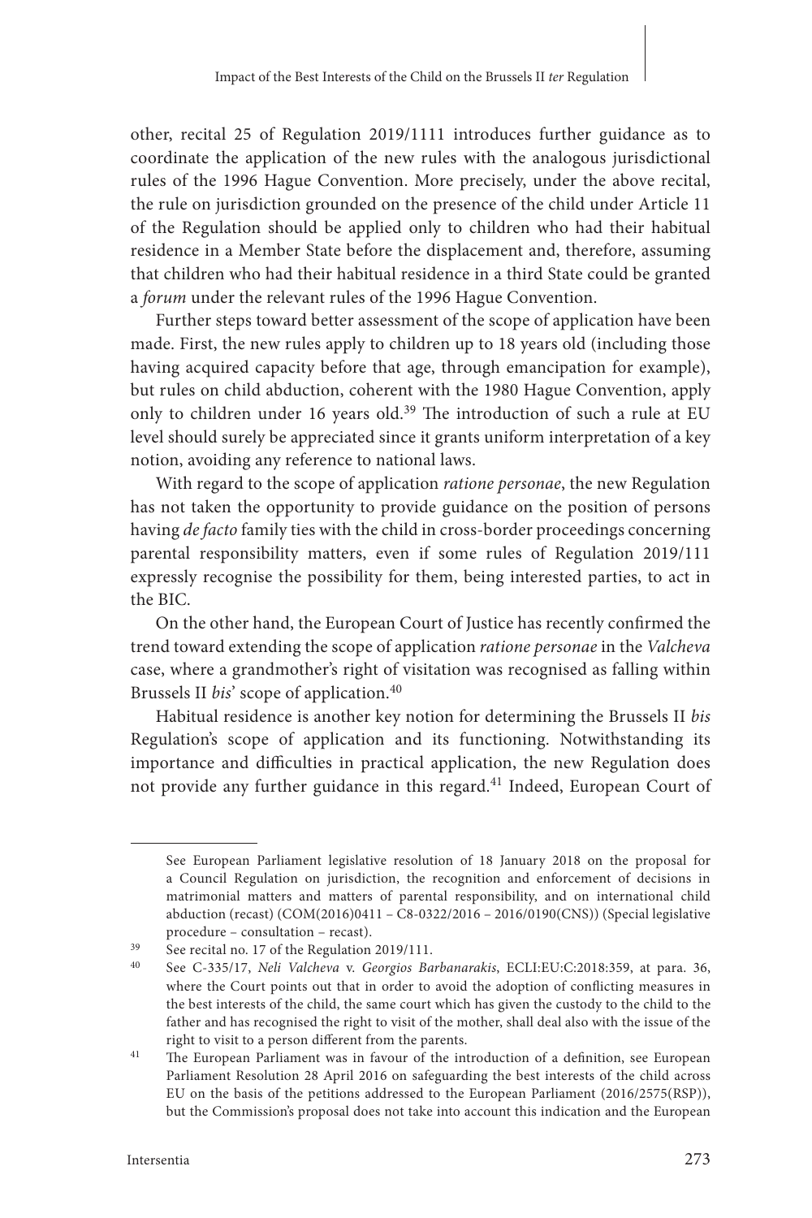other, recital 25 of Regulation 2019/1111 introduces further guidance as to coordinate the application of the new rules with the analogous jurisdictional rules of the 1996 Hague Convention. More precisely, under the above recital, the rule on jurisdiction grounded on the presence of the child under Article 11 of the Regulation should be applied only to children who had their habitual residence in a Member State before the displacement and, therefore, assuming that children who had their habitual residence in a third State could be granted a *forum* under the relevant rules of the 1996 Hague Convention.

Further steps toward better assessment of the scope of application have been made. First, the new rules apply to children up to 18 years old (including those having acquired capacity before that age, through emancipation for example), but rules on child abduction, coherent with the 1980 Hague Convention, apply only to children under 16 years old.[39] The introduction of such a rule at EU level should surely be appreciated since it grants uniform interpretation of a key notion, avoiding any reference to national laws.

With regard to the scope of application *ratione personae*, the new Regulation has not taken the opportunity to provide guidance on the position of persons having *de facto* family ties with the child in cross-border proceedings concerning parental responsibility matters, even if some rules of Regulation 2019/111 expressly recognise the possibility for them, being interested parties, to act in the BIC.

On the other hand, the European Court of Justice has recently confirmed the trend toward extending the scope of application *ratione personae* in the *Valcheva* case, where a grandmother's right of visitation was recognised as falling within Brussels II *bis*' scope of application.[40]

Habitual residence is another key notion for determining the Brussels II *bis* Regulation's scope of application and its functioning. Notwithstanding its importance and difficulties in practical application, the new Regulation does not provide any further guidance in this regard.[41] Indeed, European Court of

---

See European Parliament legislative resolution of 18 January 2018 on the proposal for a Council Regulation on jurisdiction, the recognition and enforcement of decisions in matrimonial matters and matters of parental responsibility, and on international child abduction (recast) (COM(2016)0411 – C8-0322/2016 – 2016/0190(CNS)) (Special legislative procedure – consultation – recast).

[39] See recital no. 17 of the Regulation 2019/111.

[40] See C-335/17, *Neli Valcheva* v. *Georgios Barbanarakis*, ECLI:EU:C:2018:359, at para. 36, where the Court points out that in order to avoid the adoption of conflicting measures in the best interests of the child, the same court which has given the custody to the child to the father and has recognised the right to visit of the mother, shall deal also with the issue of the right to visit to a person different from the parents.

[41] The European Parliament was in favour of the introduction of a definition, see European Parliament Resolution 28 April 2016 on safeguarding the best interests of the child across EU on the basis of the petitions addressed to the European Parliament (2016/2575(RSP)), but the Commission's proposal does not take into account this indication and the European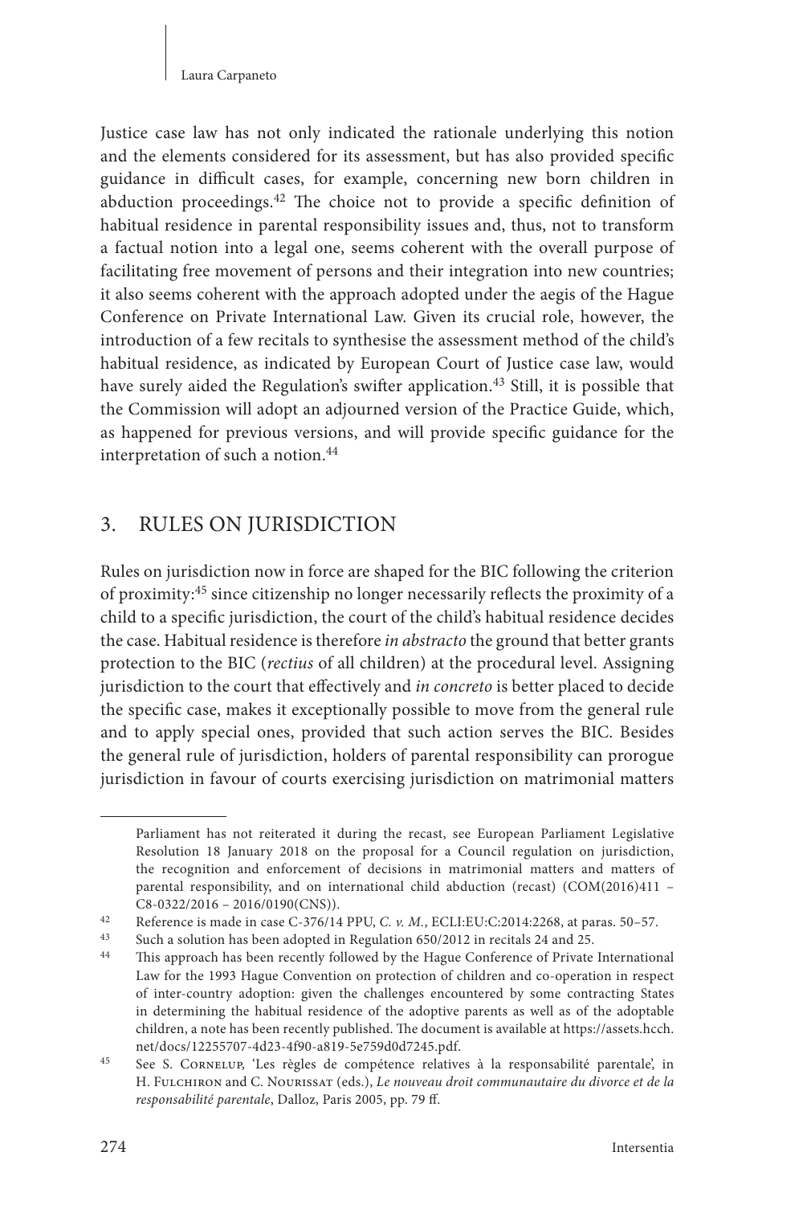Justice case law has not only indicated the rationale underlying this notion and the elements considered for its assessment, but has also provided specific guidance in difficult cases, for example, concerning new born children in abduction proceedings.[42] The choice not to provide a specific definition of habitual residence in parental responsibility issues and, thus, not to transform a factual notion into a legal one, seems coherent with the overall purpose of facilitating free movement of persons and their integration into new countries; it also seems coherent with the approach adopted under the aegis of the Hague Conference on Private International Law. Given its crucial role, however, the introduction of a few recitals to synthesise the assessment method of the child's habitual residence, as indicated by European Court of Justice case law, would have surely aided the Regulation's swifter application.[43] Still, it is possible that the Commission will adopt an adjourned version of the Practice Guide, which, as happened for previous versions, and will provide specific guidance for the interpretation of such a notion.[44]

## 3. RULES ON JURISDICTION

Rules on jurisdiction now in force are shaped for the BIC following the criterion of proximity:[45] since citizenship no longer necessarily reflects the proximity of a child to a specific jurisdiction, the court of the child's habitual residence decides the case. Habitual residence is therefore *in abstracto* the ground that better grants protection to the BIC (*rectius* of all children) at the procedural level. Assigning jurisdiction to the court that effectively and *in concreto* is better placed to decide the specific case, makes it exceptionally possible to move from the general rule and to apply special ones, provided that such action serves the BIC. Besides the general rule of jurisdiction, holders of parental responsibility can prorogue jurisdiction in favour of courts exercising jurisdiction on matrimonial matters

---

Parliament has not reiterated it during the recast, see European Parliament Legislative Resolution 18 January 2018 on the proposal for a Council regulation on jurisdiction, the recognition and enforcement of decisions in matrimonial matters and matters of parental responsibility, and on international child abduction (recast) (COM(2016)411 – C8-0322/2016 – 2016/0190(CNS)).

[42] Reference is made in case C-376/14 PPU, *C. v. M.*, ECLI:EU:C:2014:2268, at paras. 50–57.

[43] Such a solution has been adopted in Regulation 650/2012 in recitals 24 and 25.

[44] This approach has been recently followed by the Hague Conference of Private International Law for the 1993 Hague Convention on protection of children and co-operation in respect of inter-country adoption: given the challenges encountered by some contracting States in determining the habitual residence of the adoptive parents as well as of the adoptable children, a note has been recently published. The document is available at https://assets.hcch.net/docs/12255707-4d23-4f90-a819-5e759d0d7245.pdf.

[45] See S. Cornelup, 'Les règles de compétence relatives à la responsabilité parentale', in H. Fulchiron and C. Nourissat (eds.), *Le nouveau droit communautaire du divorce et de la responsabilité parentale*, Dalloz, Paris 2005, pp. 79 ff.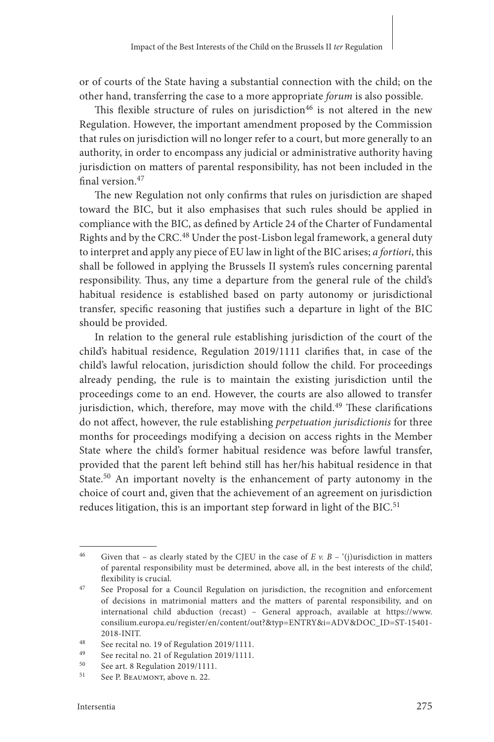or of courts of the State having a substantial connection with the child; on the other hand, transferring the case to a more appropriate *forum* is also possible.

This flexible structure of rules on jurisdiction[46] is not altered in the new Regulation. However, the important amendment proposed by the Commission that rules on jurisdiction will no longer refer to a court, but more generally to an authority, in order to encompass any judicial or administrative authority having jurisdiction on matters of parental responsibility, has not been included in the final version.[47]

The new Regulation not only confirms that rules on jurisdiction are shaped toward the BIC, but it also emphasises that such rules should be applied in compliance with the BIC, as defined by Article 24 of the Charter of Fundamental Rights and by the CRC.[48] Under the post-Lisbon legal framework, a general duty to interpret and apply any piece of EU law in light of the BIC arises; *a fortiori*, this shall be followed in applying the Brussels II system's rules concerning parental responsibility. Thus, any time a departure from the general rule of the child's habitual residence is established based on party autonomy or jurisdictional transfer, specific reasoning that justifies such a departure in light of the BIC should be provided.

In relation to the general rule establishing jurisdiction of the court of the child's habitual residence, Regulation 2019/1111 clarifies that, in case of the child's lawful relocation, jurisdiction should follow the child. For proceedings already pending, the rule is to maintain the existing jurisdiction until the proceedings come to an end. However, the courts are also allowed to transfer jurisdiction, which, therefore, may move with the child.[49] These clarifications do not affect, however, the rule establishing *perpetuation jurisdictionis* for three months for proceedings modifying a decision on access rights in the Member State where the child's former habitual residence was before lawful transfer, provided that the parent left behind still has her/his habitual residence in that State.[50] An important novelty is the enhancement of party autonomy in the choice of court and, given that the achievement of an agreement on jurisdiction reduces litigation, this is an important step forward in light of the BIC.[51]

---

[46] Given that – as clearly stated by the CJEU in the case of *E v. B* – '(j)urisdiction in matters of parental responsibility must be determined, above all, in the best interests of the child', flexibility is crucial.

[47] See Proposal for a Council Regulation on jurisdiction, the recognition and enforcement of decisions in matrimonial matters and the matters of parental responsibility, and on international child abduction (recast) – General approach, available at https://www.consilium.europa.eu/register/en/content/out?&typ=ENTRY&i=ADV&DOC_ID=ST-15401-2018-INIT.

[48] See recital no. 19 of Regulation 2019/1111.

[49] See recital no. 21 of Regulation 2019/1111.

[50] See art. 8 Regulation 2019/1111.

[51] See P. Beaumont, above n. 22.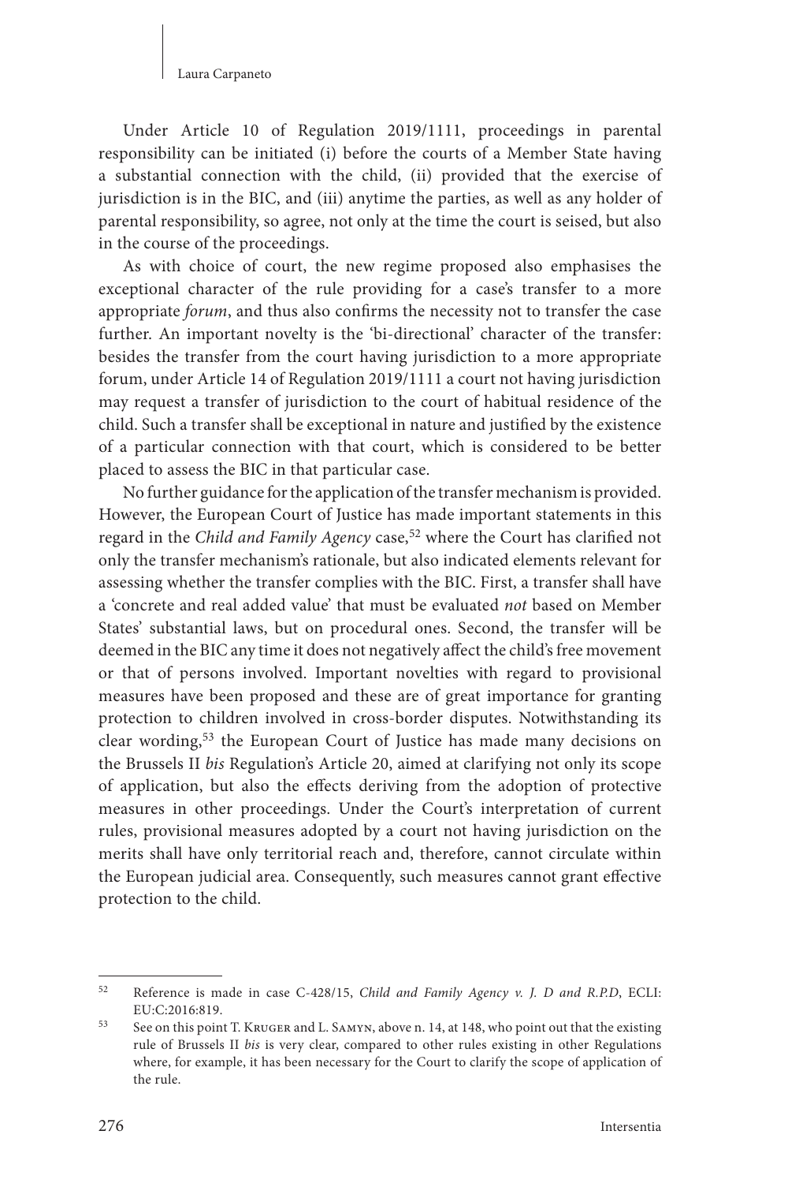Under Article 10 of Regulation 2019/1111, proceedings in parental responsibility can be initiated (i) before the courts of a Member State having a substantial connection with the child, (ii) provided that the exercise of jurisdiction is in the BIC, and (iii) anytime the parties, as well as any holder of parental responsibility, so agree, not only at the time the court is seised, but also in the course of the proceedings.

As with choice of court, the new regime proposed also emphasises the exceptional character of the rule providing for a case's transfer to a more appropriate *forum*, and thus also confirms the necessity not to transfer the case further. An important novelty is the 'bi-directional' character of the transfer: besides the transfer from the court having jurisdiction to a more appropriate forum, under Article 14 of Regulation 2019/1111 a court not having jurisdiction may request a transfer of jurisdiction to the court of habitual residence of the child. Such a transfer shall be exceptional in nature and justified by the existence of a particular connection with that court, which is considered to be better placed to assess the BIC in that particular case.

No further guidance for the application of the transfer mechanism is provided. However, the European Court of Justice has made important statements in this regard in the *Child and Family Agency* case,[52] where the Court has clarified not only the transfer mechanism's rationale, but also indicated elements relevant for assessing whether the transfer complies with the BIC. First, a transfer shall have a 'concrete and real added value' that must be evaluated *not* based on Member States' substantial laws, but on procedural ones. Second, the transfer will be deemed in the BIC any time it does not negatively affect the child's free movement or that of persons involved. Important novelties with regard to provisional measures have been proposed and these are of great importance for granting protection to children involved in cross-border disputes. Notwithstanding its clear wording,[53] the European Court of Justice has made many decisions on the Brussels II *bis* Regulation's Article 20, aimed at clarifying not only its scope of application, but also the effects deriving from the adoption of protective measures in other proceedings. Under the Court's interpretation of current rules, provisional measures adopted by a court not having jurisdiction on the merits shall have only territorial reach and, therefore, cannot circulate within the European judicial area. Consequently, such measures cannot grant effective protection to the child.

---

[52] Reference is made in case C-428/15, *Child and Family Agency v. J. D and R.P.D*, ECLI: EU:C:2016:819.

[53] See on this point T. Kruger and L. Samyn, above n. 14, at 148, who point out that the existing rule of Brussels II *bis* is very clear, compared to other rules existing in other Regulations where, for example, it has been necessary for the Court to clarify the scope of application of the rule.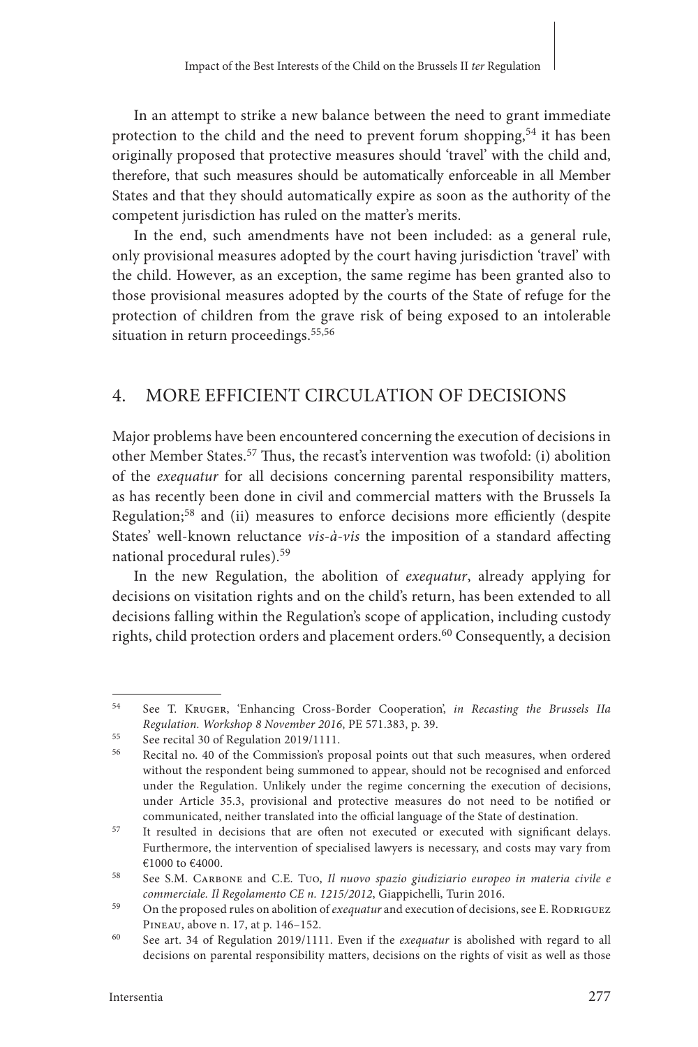In an attempt to strike a new balance between the need to grant immediate protection to the child and the need to prevent forum shopping,[54] it has been originally proposed that protective measures should 'travel' with the child and, therefore, that such measures should be automatically enforceable in all Member States and that they should automatically expire as soon as the authority of the competent jurisdiction has ruled on the matter's merits.

In the end, such amendments have not been included: as a general rule, only provisional measures adopted by the court having jurisdiction 'travel' with the child. However, as an exception, the same regime has been granted also to those provisional measures adopted by the courts of the State of refuge for the protection of children from the grave risk of being exposed to an intolerable situation in return proceedings.[55,56]

## 4. MORE EFFICIENT CIRCULATION OF DECISIONS

Major problems have been encountered concerning the execution of decisions in other Member States.[57] Thus, the recast's intervention was twofold: (i) abolition of the *exequatur* for all decisions concerning parental responsibility matters, as has recently been done in civil and commercial matters with the Brussels Ia Regulation;[58] and (ii) measures to enforce decisions more efficiently (despite States' well-known reluctance *vis-à-vis* the imposition of a standard affecting national procedural rules).[59]

In the new Regulation, the abolition of *exequatur*, already applying for decisions on visitation rights and on the child's return, has been extended to all decisions falling within the Regulation's scope of application, including custody rights, child protection orders and placement orders.[60] Consequently, a decision

---

[54] See T. Kruger, 'Enhancing Cross-Border Cooperation', *in Recasting the Brussels IIa Regulation. Workshop 8 November 2016*, PE 571.383, p. 39.

[55] See recital 30 of Regulation 2019/1111.

[56] Recital no. 40 of the Commission's proposal points out that such measures, when ordered without the respondent being summoned to appear, should not be recognised and enforced under the Regulation. Unlikely under the regime concerning the execution of decisions, under Article 35.3, provisional and protective measures do not need to be notified or communicated, neither translated into the official language of the State of destination.

[57] It resulted in decisions that are often not executed or executed with significant delays. Furthermore, the intervention of specialised lawyers is necessary, and costs may vary from €1000 to €4000.

[58] See S.M. Carbone and C.E. Tuo, *Il nuovo spazio giudiziario europeo in materia civile e commerciale. Il Regolamento CE n. 1215/2012*, Giappichelli, Turin 2016.

[59] On the proposed rules on abolition of *exequatur* and execution of decisions, see E. Rodriguez Pineau, above n. 17, at p. 146–152.

[60] See art. 34 of Regulation 2019/1111. Even if the *exequatur* is abolished with regard to all decisions on parental responsibility matters, decisions on the rights of visit as well as those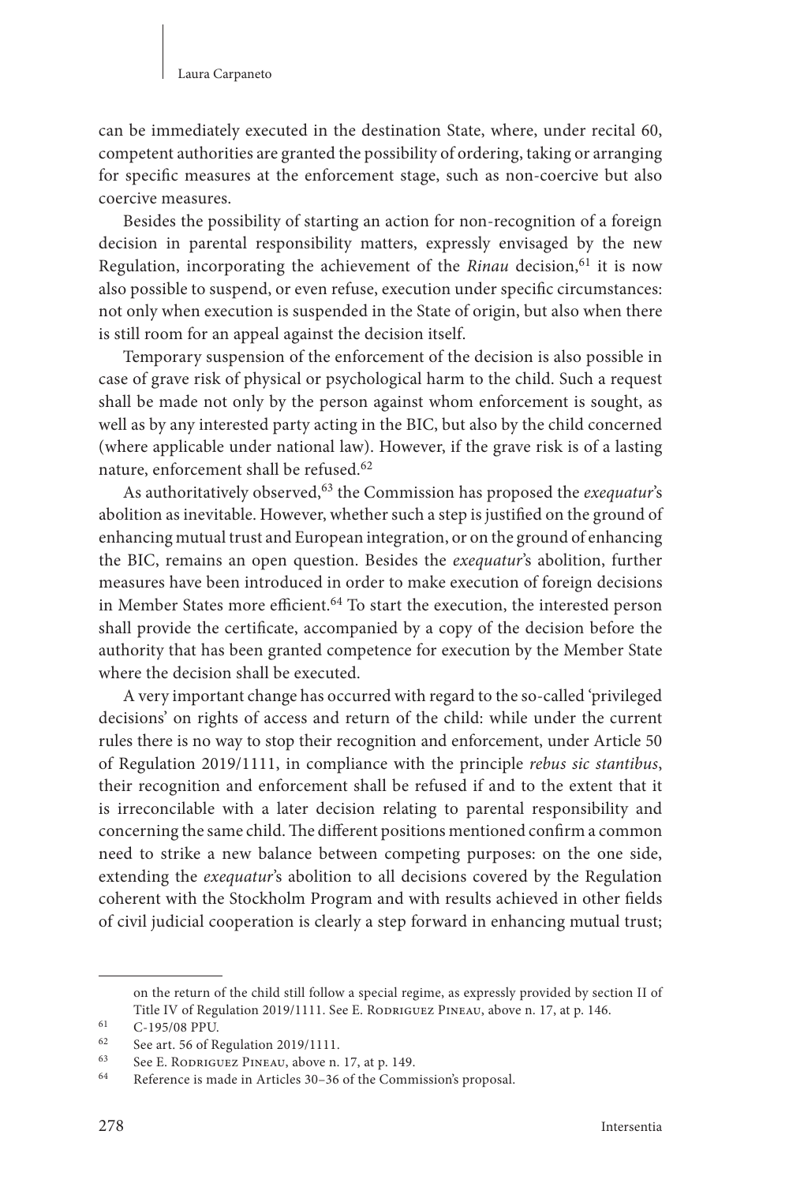can be immediately executed in the destination State, where, under recital 60, competent authorities are granted the possibility of ordering, taking or arranging for specific measures at the enforcement stage, such as non-coercive but also coercive measures.

Besides the possibility of starting an action for non-recognition of a foreign decision in parental responsibility matters, expressly envisaged by the new Regulation, incorporating the achievement of the *Rinau* decision,[61] it is now also possible to suspend, or even refuse, execution under specific circumstances: not only when execution is suspended in the State of origin, but also when there is still room for an appeal against the decision itself.

Temporary suspension of the enforcement of the decision is also possible in case of grave risk of physical or psychological harm to the child. Such a request shall be made not only by the person against whom enforcement is sought, as well as by any interested party acting in the BIC, but also by the child concerned (where applicable under national law). However, if the grave risk is of a lasting nature, enforcement shall be refused.[62]

As authoritatively observed,[63] the Commission has proposed the *exequatur*'s abolition as inevitable. However, whether such a step is justified on the ground of enhancing mutual trust and European integration, or on the ground of enhancing the BIC, remains an open question. Besides the *exequatur*'s abolition, further measures have been introduced in order to make execution of foreign decisions in Member States more efficient.[64] To start the execution, the interested person shall provide the certificate, accompanied by a copy of the decision before the authority that has been granted competence for execution by the Member State where the decision shall be executed.

A very important change has occurred with regard to the so-called 'privileged decisions' on rights of access and return of the child: while under the current rules there is no way to stop their recognition and enforcement, under Article 50 of Regulation 2019/1111, in compliance with the principle *rebus sic stantibus*, their recognition and enforcement shall be refused if and to the extent that it is irreconcilable with a later decision relating to parental responsibility and concerning the same child. The different positions mentioned confirm a common need to strike a new balance between competing purposes: on the one side, extending the *exequatur*'s abolition to all decisions covered by the Regulation coherent with the Stockholm Program and with results achieved in other fields of civil judicial cooperation is clearly a step forward in enhancing mutual trust;

---

on the return of the child still follow a special regime, as expressly provided by section II of Title IV of Regulation 2019/1111. See E. Rodriguez Pineau, above n. 17, at p. 146.

[61] C-195/08 PPU.

[62] See art. 56 of Regulation 2019/1111.

[63] See E. Rodriguez Pineau, above n. 17, at p. 149.

[64] Reference is made in Articles 30–36 of the Commission's proposal.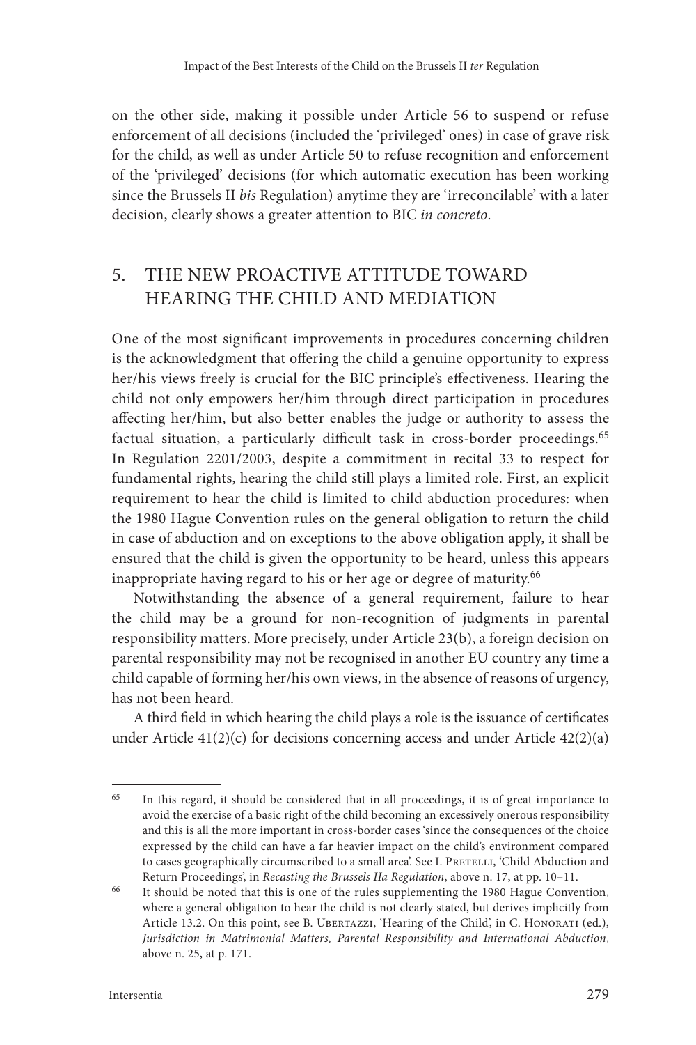on the other side, making it possible under Article 56 to suspend or refuse enforcement of all decisions (included the 'privileged' ones) in case of grave risk for the child, as well as under Article 50 to refuse recognition and enforcement of the 'privileged' decisions (for which automatic execution has been working since the Brussels II *bis* Regulation) anytime they are 'irreconcilable' with a later decision, clearly shows a greater attention to BIC *in concreto*.

## 5. THE NEW PROACTIVE ATTITUDE TOWARD HEARING THE CHILD AND MEDIATION

One of the most significant improvements in procedures concerning children is the acknowledgment that offering the child a genuine opportunity to express her/his views freely is crucial for the BIC principle's effectiveness. Hearing the child not only empowers her/him through direct participation in procedures affecting her/him, but also better enables the judge or authority to assess the factual situation, a particularly difficult task in cross-border proceedings.[65] In Regulation 2201/2003, despite a commitment in recital 33 to respect for fundamental rights, hearing the child still plays a limited role. First, an explicit requirement to hear the child is limited to child abduction procedures: when the 1980 Hague Convention rules on the general obligation to return the child in case of abduction and on exceptions to the above obligation apply, it shall be ensured that the child is given the opportunity to be heard, unless this appears inappropriate having regard to his or her age or degree of maturity.[66]

Notwithstanding the absence of a general requirement, failure to hear the child may be a ground for non-recognition of judgments in parental responsibility matters. More precisely, under Article 23(b), a foreign decision on parental responsibility may not be recognised in another EU country any time a child capable of forming her/his own views, in the absence of reasons of urgency, has not been heard.

A third field in which hearing the child plays a role is the issuance of certificates under Article 41(2)(c) for decisions concerning access and under Article 42(2)(a)

---

[65] In this regard, it should be considered that in all proceedings, it is of great importance to avoid the exercise of a basic right of the child becoming an excessively onerous responsibility and this is all the more important in cross-border cases 'since the consequences of the choice expressed by the child can have a far heavier impact on the child's environment compared to cases geographically circumscribed to a small area'. See I. Pretelli, 'Child Abduction and Return Proceedings', in *Recasting the Brussels IIa Regulation*, above n. 17, at pp. 10–11.

[66] It should be noted that this is one of the rules supplementing the 1980 Hague Convention, where a general obligation to hear the child is not clearly stated, but derives implicitly from Article 13.2. On this point, see B. Ubertazzi, 'Hearing of the Child', in C. Honorati (ed.), *Jurisdiction in Matrimonial Matters, Parental Responsibility and International Abduction*, above n. 25, at p. 171.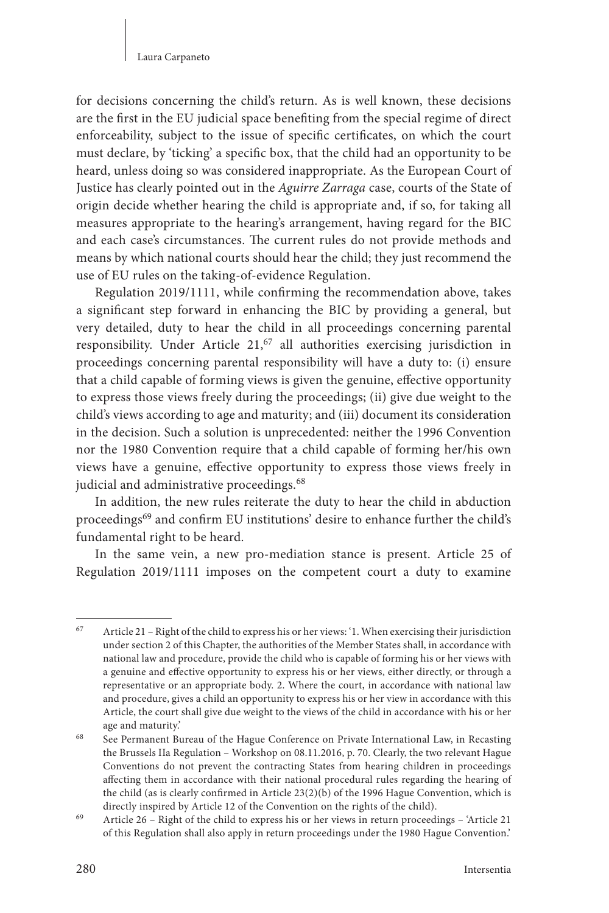for decisions concerning the child's return. As is well known, these decisions are the first in the EU judicial space benefiting from the special regime of direct enforceability, subject to the issue of specific certificates, on which the court must declare, by 'ticking' a specific box, that the child had an opportunity to be heard, unless doing so was considered inappropriate. As the European Court of Justice has clearly pointed out in the *Aguirre Zarraga* case, courts of the State of origin decide whether hearing the child is appropriate and, if so, for taking all measures appropriate to the hearing's arrangement, having regard for the BIC and each case's circumstances. The current rules do not provide methods and means by which national courts should hear the child; they just recommend the use of EU rules on the taking-of-evidence Regulation.

Regulation 2019/1111, while confirming the recommendation above, takes a significant step forward in enhancing the BIC by providing a general, but very detailed, duty to hear the child in all proceedings concerning parental responsibility. Under Article 21,[67] all authorities exercising jurisdiction in proceedings concerning parental responsibility will have a duty to: (i) ensure that a child capable of forming views is given the genuine, effective opportunity to express those views freely during the proceedings; (ii) give due weight to the child's views according to age and maturity; and (iii) document its consideration in the decision. Such a solution is unprecedented: neither the 1996 Convention nor the 1980 Convention require that a child capable of forming her/his own views have a genuine, effective opportunity to express those views freely in judicial and administrative proceedings.[68]

In addition, the new rules reiterate the duty to hear the child in abduction proceedings[69] and confirm EU institutions' desire to enhance further the child's fundamental right to be heard.

In the same vein, a new pro-mediation stance is present. Article 25 of Regulation 2019/1111 imposes on the competent court a duty to examine

---

[67] Article 21 – Right of the child to express his or her views: '1. When exercising their jurisdiction under section 2 of this Chapter, the authorities of the Member States shall, in accordance with national law and procedure, provide the child who is capable of forming his or her views with a genuine and effective opportunity to express his or her views, either directly, or through a representative or an appropriate body. 2. Where the court, in accordance with national law and procedure, gives a child an opportunity to express his or her view in accordance with this Article, the court shall give due weight to the views of the child in accordance with his or her age and maturity.'

[68] See Permanent Bureau of the Hague Conference on Private International Law, in Recasting the Brussels IIa Regulation – Workshop on 08.11.2016, p. 70. Clearly, the two relevant Hague Conventions do not prevent the contracting States from hearing children in proceedings affecting them in accordance with their national procedural rules regarding the hearing of the child (as is clearly confirmed in Article 23(2)(b) of the 1996 Hague Convention, which is directly inspired by Article 12 of the Convention on the rights of the child).

[69] Article 26 – Right of the child to express his or her views in return proceedings – 'Article 21 of this Regulation shall also apply in return proceedings under the 1980 Hague Convention.'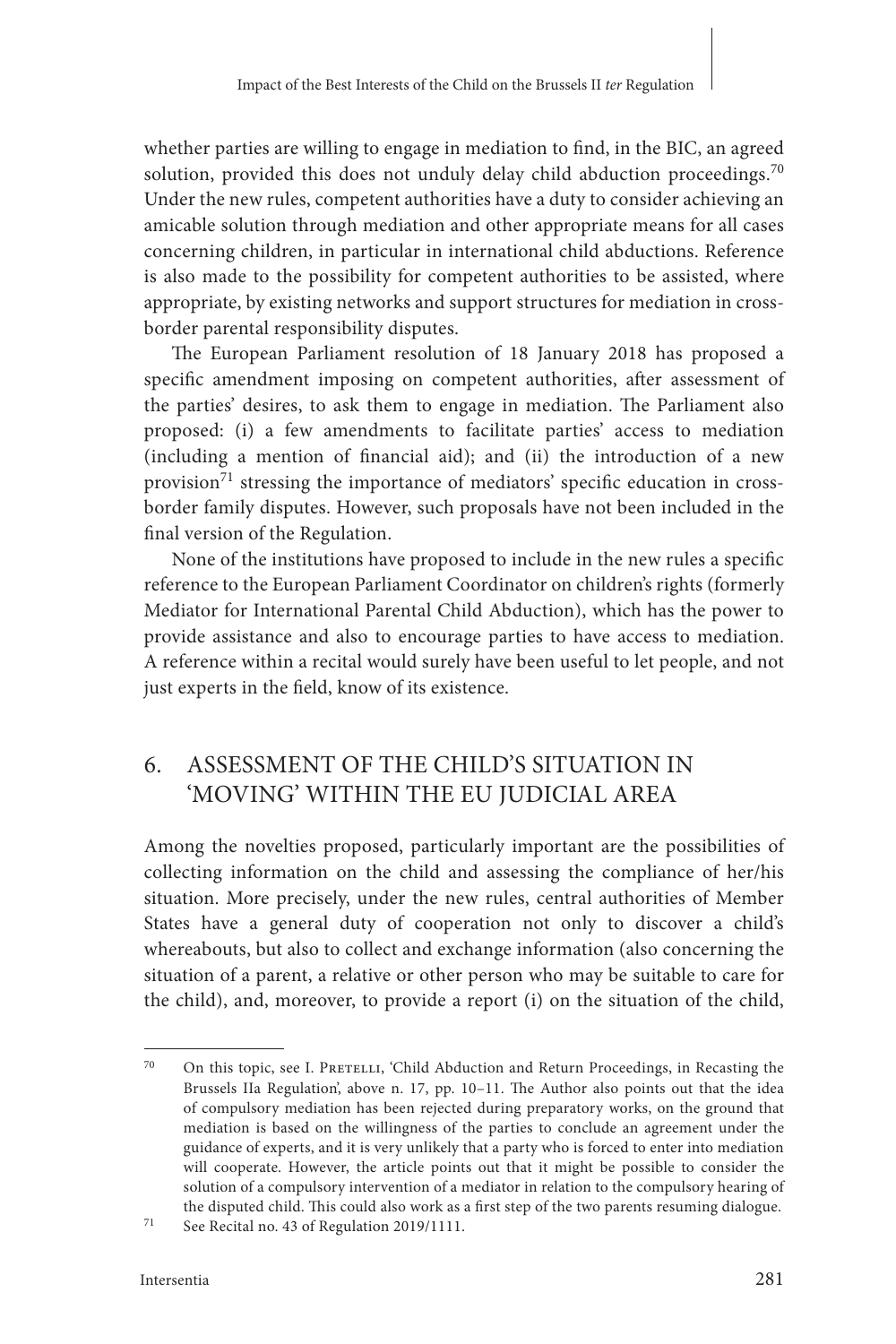whether parties are willing to engage in mediation to find, in the BIC, an agreed solution, provided this does not unduly delay child abduction proceedings.[70] Under the new rules, competent authorities have a duty to consider achieving an amicable solution through mediation and other appropriate means for all cases concerning children, in particular in international child abductions. Reference is also made to the possibility for competent authorities to be assisted, where appropriate, by existing networks and support structures for mediation in cross-border parental responsibility disputes.

The European Parliament resolution of 18 January 2018 has proposed a specific amendment imposing on competent authorities, after assessment of the parties' desires, to ask them to engage in mediation. The Parliament also proposed: (i) a few amendments to facilitate parties' access to mediation (including a mention of financial aid); and (ii) the introduction of a new provision[71] stressing the importance of mediators' specific education in cross-border family disputes. However, such proposals have not been included in the final version of the Regulation.

None of the institutions have proposed to include in the new rules a specific reference to the European Parliament Coordinator on children's rights (formerly Mediator for International Parental Child Abduction), which has the power to provide assistance and also to encourage parties to have access to mediation. A reference within a recital would surely have been useful to let people, and not just experts in the field, know of its existence.

## 6. ASSESSMENT OF THE CHILD'S SITUATION IN 'MOVING' WITHIN THE EU JUDICIAL AREA

Among the novelties proposed, particularly important are the possibilities of collecting information on the child and assessing the compliance of her/his situation. More precisely, under the new rules, central authorities of Member States have a general duty of cooperation not only to discover a child's whereabouts, but also to collect and exchange information (also concerning the situation of a parent, a relative or other person who may be suitable to care for the child), and, moreover, to provide a report (i) on the situation of the child,

---

[70] On this topic, see I. Pretelli, 'Child Abduction and Return Proceedings, in Recasting the Brussels IIa Regulation', above n. 17, pp. 10–11. The Author also points out that the idea of compulsory mediation has been rejected during preparatory works, on the ground that mediation is based on the willingness of the parties to conclude an agreement under the guidance of experts, and it is very unlikely that a party who is forced to enter into mediation will cooperate. However, the article points out that it might be possible to consider the solution of a compulsory intervention of a mediator in relation to the compulsory hearing of the disputed child. This could also work as a first step of the two parents resuming dialogue.

[71] See Recital no. 43 of Regulation 2019/1111.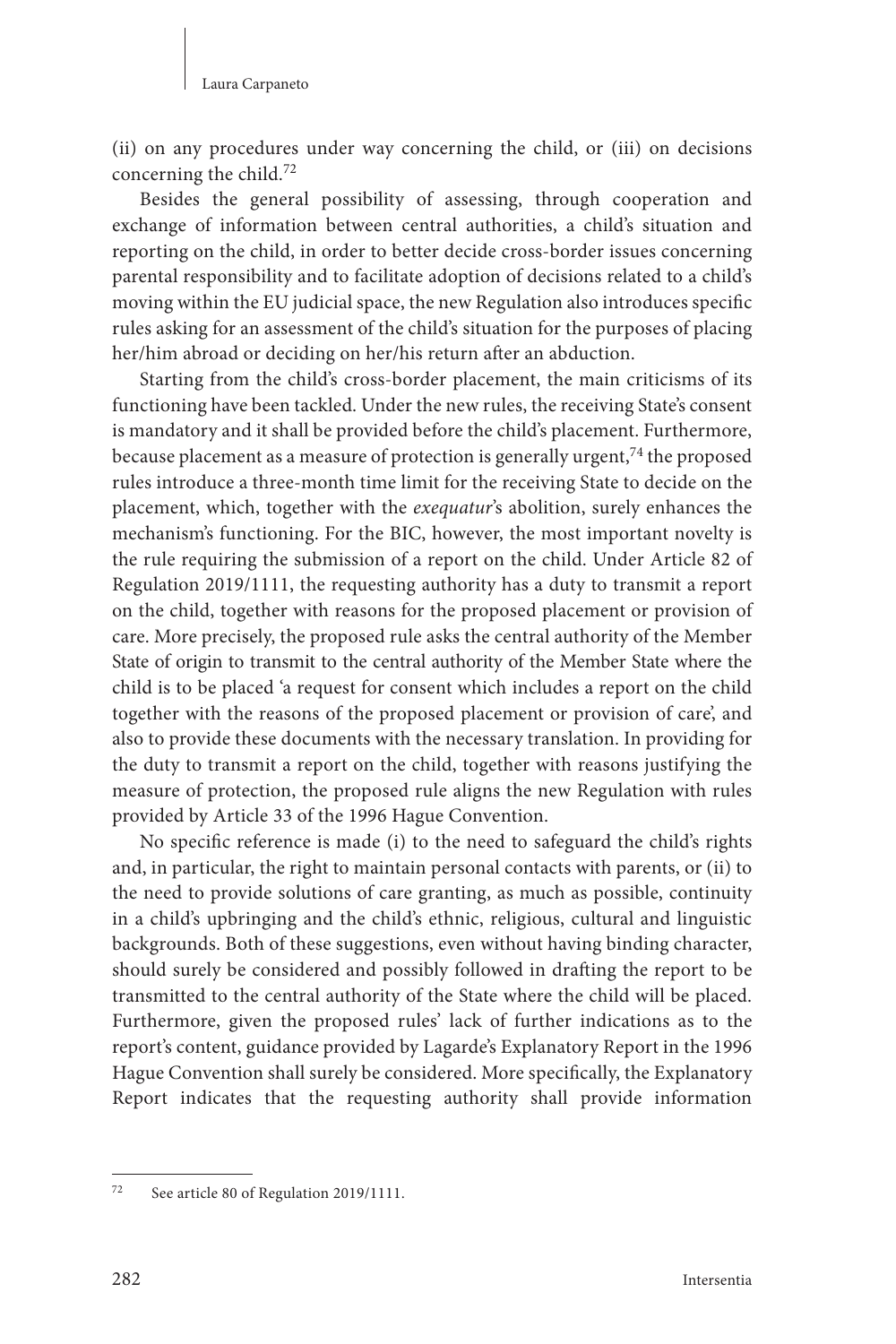(ii) on any procedures under way concerning the child, or (iii) on decisions concerning the child.[72]

Besides the general possibility of assessing, through cooperation and exchange of information between central authorities, a child's situation and reporting on the child, in order to better decide cross-border issues concerning parental responsibility and to facilitate adoption of decisions related to a child's moving within the EU judicial space, the new Regulation also introduces specific rules asking for an assessment of the child's situation for the purposes of placing her/him abroad or deciding on her/his return after an abduction.

Starting from the child's cross-border placement, the main criticisms of its functioning have been tackled. Under the new rules, the receiving State's consent is mandatory and it shall be provided before the child's placement. Furthermore, because placement as a measure of protection is generally urgent,[74] the proposed rules introduce a three-month time limit for the receiving State to decide on the placement, which, together with the *exequatur*'s abolition, surely enhances the mechanism's functioning. For the BIC, however, the most important novelty is the rule requiring the submission of a report on the child. Under Article 82 of Regulation 2019/1111, the requesting authority has a duty to transmit a report on the child, together with reasons for the proposed placement or provision of care. More precisely, the proposed rule asks the central authority of the Member State of origin to transmit to the central authority of the Member State where the child is to be placed 'a request for consent which includes a report on the child together with the reasons of the proposed placement or provision of care', and also to provide these documents with the necessary translation. In providing for the duty to transmit a report on the child, together with reasons justifying the measure of protection, the proposed rule aligns the new Regulation with rules provided by Article 33 of the 1996 Hague Convention.

No specific reference is made (i) to the need to safeguard the child's rights and, in particular, the right to maintain personal contacts with parents, or (ii) to the need to provide solutions of care granting, as much as possible, continuity in a child's upbringing and the child's ethnic, religious, cultural and linguistic backgrounds. Both of these suggestions, even without having binding character, should surely be considered and possibly followed in drafting the report to be transmitted to the central authority of the State where the child will be placed. Furthermore, given the proposed rules' lack of further indications as to the report's content, guidance provided by Lagarde's Explanatory Report in the 1996 Hague Convention shall surely be considered. More specifically, the Explanatory Report indicates that the requesting authority shall provide information

---

[72] See article 80 of Regulation 2019/1111.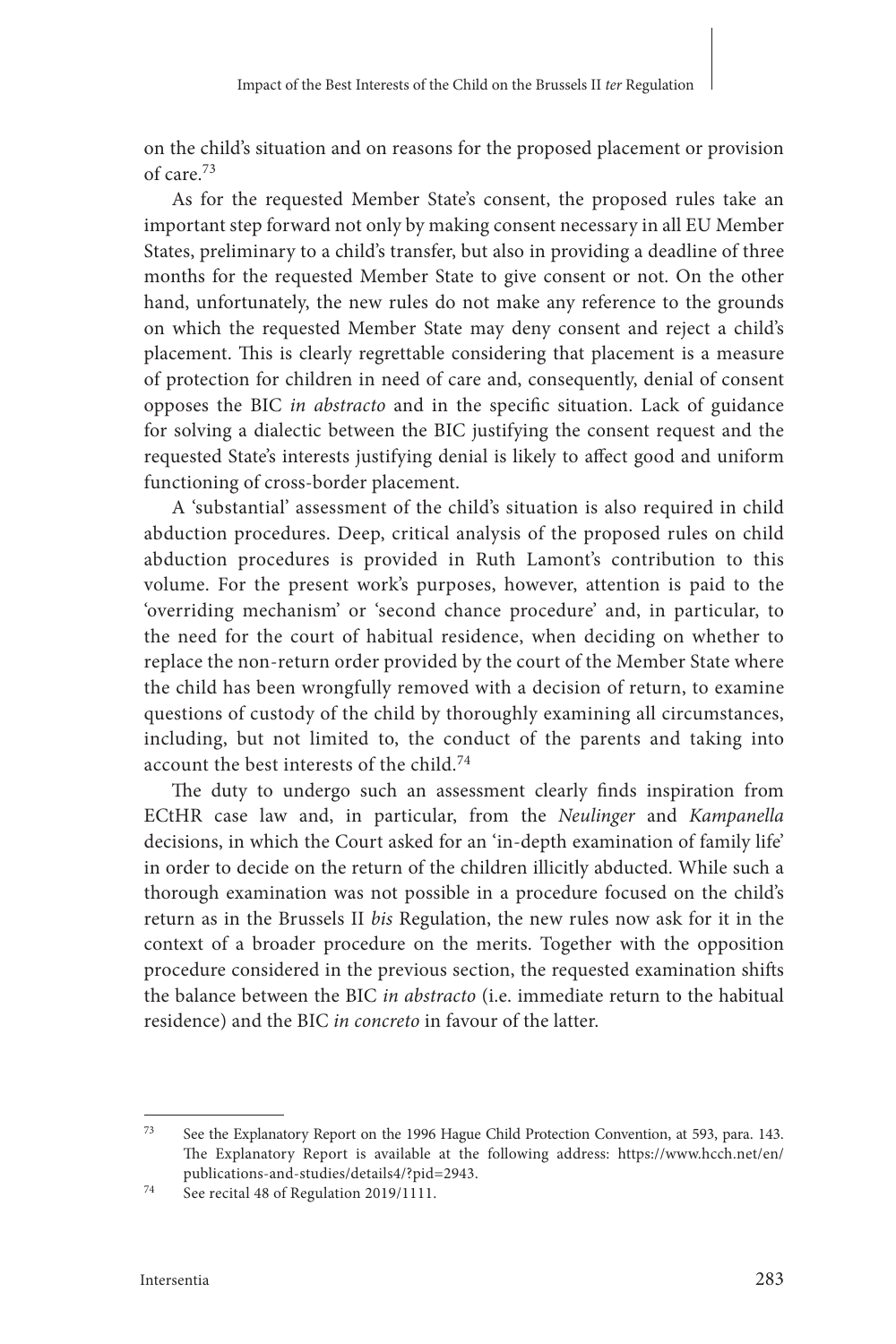on the child's situation and on reasons for the proposed placement or provision of care.[73]

As for the requested Member State's consent, the proposed rules take an important step forward not only by making consent necessary in all EU Member States, preliminary to a child's transfer, but also in providing a deadline of three months for the requested Member State to give consent or not. On the other hand, unfortunately, the new rules do not make any reference to the grounds on which the requested Member State may deny consent and reject a child's placement. This is clearly regrettable considering that placement is a measure of protection for children in need of care and, consequently, denial of consent opposes the BIC *in abstracto* and in the specific situation. Lack of guidance for solving a dialectic between the BIC justifying the consent request and the requested State's interests justifying denial is likely to affect good and uniform functioning of cross-border placement.

A 'substantial' assessment of the child's situation is also required in child abduction procedures. Deep, critical analysis of the proposed rules on child abduction procedures is provided in Ruth Lamont's contribution to this volume. For the present work's purposes, however, attention is paid to the 'overriding mechanism' or 'second chance procedure' and, in particular, to the need for the court of habitual residence, when deciding on whether to replace the non-return order provided by the court of the Member State where the child has been wrongfully removed with a decision of return, to examine questions of custody of the child by thoroughly examining all circumstances, including, but not limited to, the conduct of the parents and taking into account the best interests of the child.[74]

The duty to undergo such an assessment clearly finds inspiration from ECtHR case law and, in particular, from the *Neulinger* and *Kampanella* decisions, in which the Court asked for an 'in-depth examination of family life' in order to decide on the return of the children illicitly abducted. While such a thorough examination was not possible in a procedure focused on the child's return as in the Brussels II *bis* Regulation, the new rules now ask for it in the context of a broader procedure on the merits. Together with the opposition procedure considered in the previous section, the requested examination shifts the balance between the BIC *in abstracto* (i.e. immediate return to the habitual residence) and the BIC *in concreto* in favour of the latter.

---

[73] See the Explanatory Report on the 1996 Hague Child Protection Convention, at 593, para. 143. The Explanatory Report is available at the following address: https://www.hcch.net/en/publications-and-studies/details4/?pid=2943.

[74] See recital 48 of Regulation 2019/1111.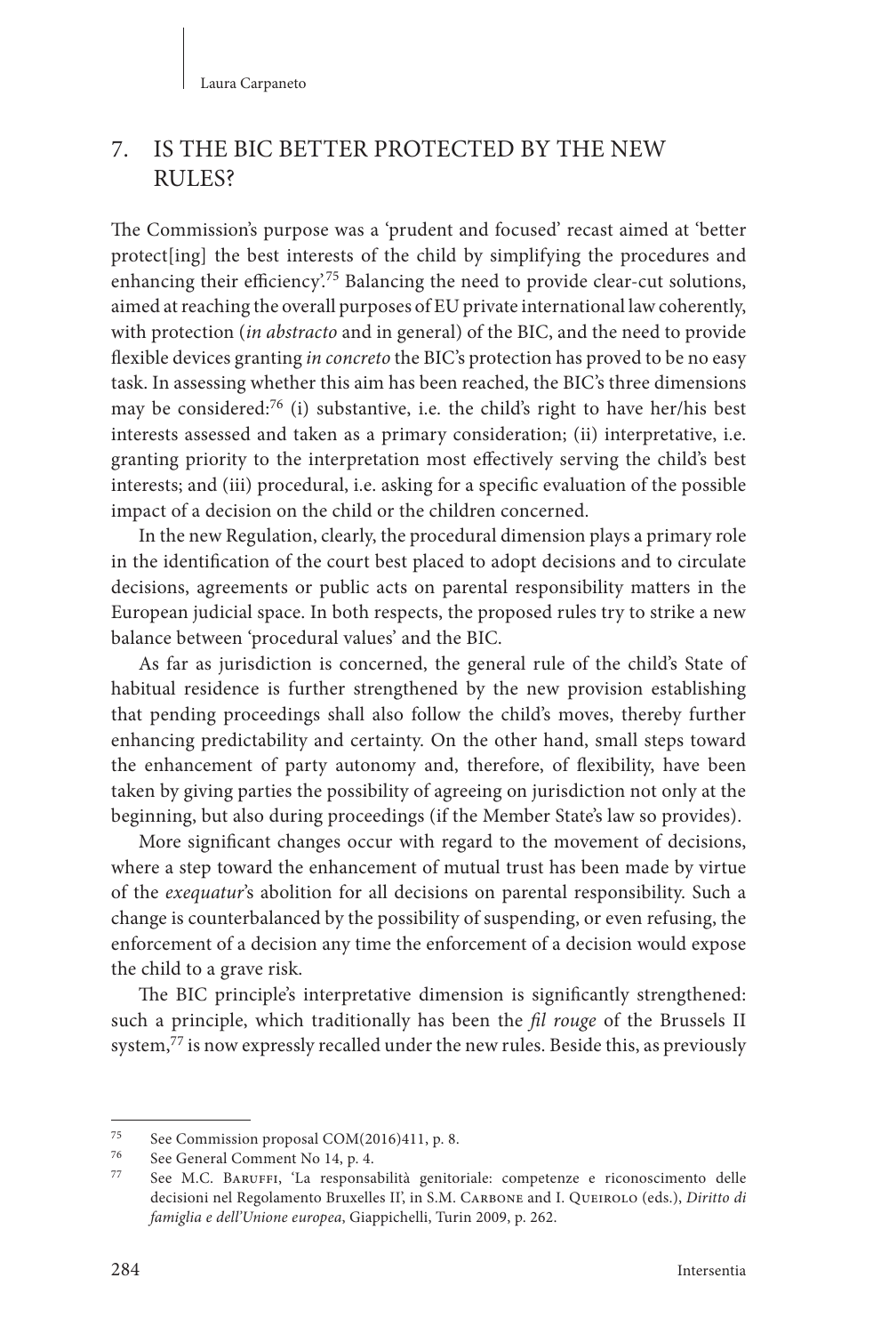## 7. IS THE BIC BETTER PROTECTED BY THE NEW RULES?

The Commission's purpose was a 'prudent and focused' recast aimed at 'better protect[ing] the best interests of the child by simplifying the procedures and enhancing their efficiency'.[75] Balancing the need to provide clear-cut solutions, aimed at reaching the overall purposes of EU private international law coherently, with protection (*in abstracto* and in general) of the BIC, and the need to provide flexible devices granting *in concreto* the BIC's protection has proved to be no easy task. In assessing whether this aim has been reached, the BIC's three dimensions may be considered:[76] (i) substantive, i.e. the child's right to have her/his best interests assessed and taken as a primary consideration; (ii) interpretative, i.e. granting priority to the interpretation most effectively serving the child's best interests; and (iii) procedural, i.e. asking for a specific evaluation of the possible impact of a decision on the child or the children concerned.

In the new Regulation, clearly, the procedural dimension plays a primary role in the identification of the court best placed to adopt decisions and to circulate decisions, agreements or public acts on parental responsibility matters in the European judicial space. In both respects, the proposed rules try to strike a new balance between 'procedural values' and the BIC.

As far as jurisdiction is concerned, the general rule of the child's State of habitual residence is further strengthened by the new provision establishing that pending proceedings shall also follow the child's moves, thereby further enhancing predictability and certainty. On the other hand, small steps toward the enhancement of party autonomy and, therefore, of flexibility, have been taken by giving parties the possibility of agreeing on jurisdiction not only at the beginning, but also during proceedings (if the Member State's law so provides).

More significant changes occur with regard to the movement of decisions, where a step toward the enhancement of mutual trust has been made by virtue of the *exequatur*'s abolition for all decisions on parental responsibility. Such a change is counterbalanced by the possibility of suspending, or even refusing, the enforcement of a decision any time the enforcement of a decision would expose the child to a grave risk.

The BIC principle's interpretative dimension is significantly strengthened: such a principle, which traditionally has been the *fil rouge* of the Brussels II system,[77] is now expressly recalled under the new rules. Beside this, as previously

---

[75] See Commission proposal COM(2016)411, p. 8.

[76] See General Comment No 14, p. 4.

[77] See M.C. Baruffi, 'La responsabilità genitoriale: competenze e riconoscimento delle decisioni nel Regolamento Bruxelles II', in S.M. Carbone and I. Queirolo (eds.), *Diritto di famiglia e dell'Unione europea*, Giappichelli, Turin 2009, p. 262.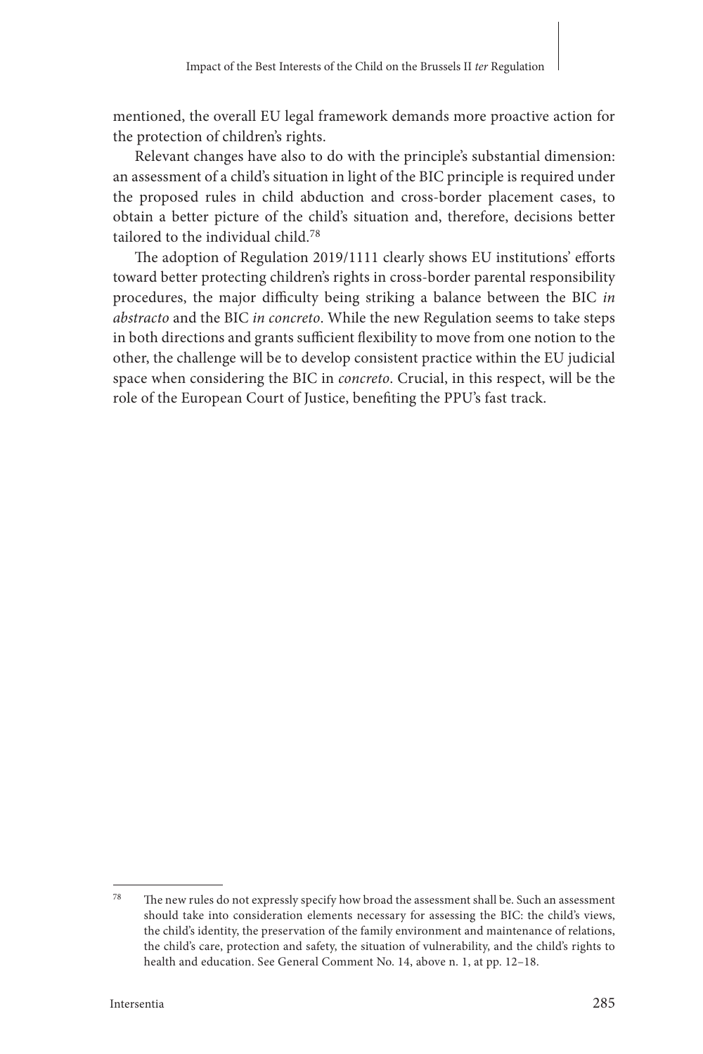mentioned, the overall EU legal framework demands more proactive action for the protection of children's rights.

Relevant changes have also to do with the principle's substantial dimension: an assessment of a child's situation in light of the BIC principle is required under the proposed rules in child abduction and cross-border placement cases, to obtain a better picture of the child's situation and, therefore, decisions better tailored to the individual child.[78]

The adoption of Regulation 2019/1111 clearly shows EU institutions' efforts toward better protecting children's rights in cross-border parental responsibility procedures, the major difficulty being striking a balance between the BIC *in abstracto* and the BIC *in concreto*. While the new Regulation seems to take steps in both directions and grants sufficient flexibility to move from one notion to the other, the challenge will be to develop consistent practice within the EU judicial space when considering the BIC in *concreto*. Crucial, in this respect, will be the role of the European Court of Justice, benefiting the PPU's fast track.

---

[78] The new rules do not expressly specify how broad the assessment shall be. Such an assessment should take into consideration elements necessary for assessing the BIC: the child's views, the child's identity, the preservation of the family environment and maintenance of relations, the child's care, protection and safety, the situation of vulnerability, and the child's rights to health and education. See General Comment No. 14, above n. 1, at pp. 12–18.